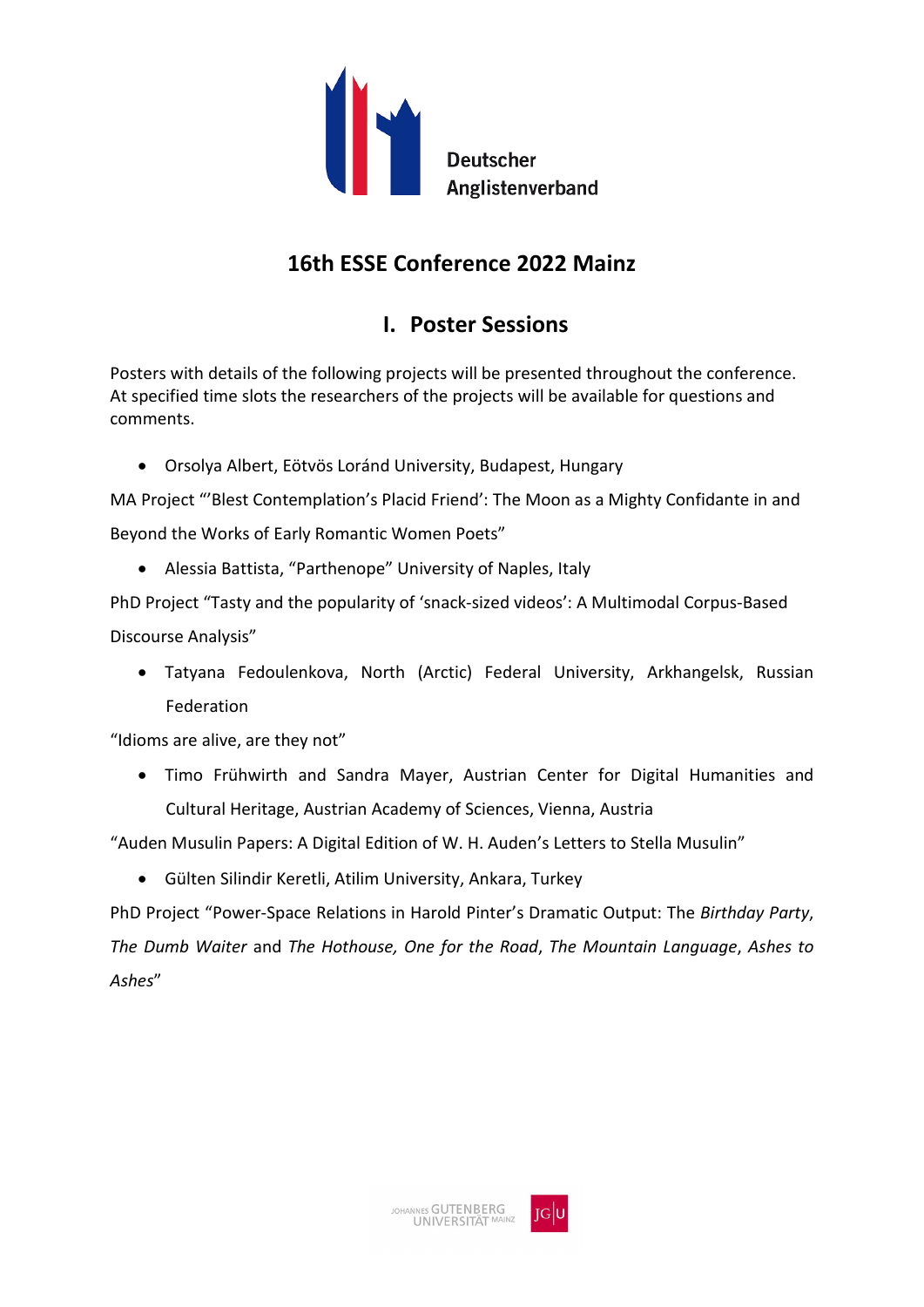Deutscher Anglistenverband

# 16th ESSE Conference 2022 Mainz

## I. Poster Sessions

Posters with details of the following projects will be presented throughout the conference. At specified time slots the researchers of the projects will be available for questions and comments.

- Orsolya Albert, Eötvös Loránd University, Budapest, Hungary

MA Project "'Blest Contemplation's Placid Friend': The Moon as a Mighty Confidante in and Beyond the Works of Early Romantic Women Poets"

- Alessia Battista, "Parthenope" University of Naples, Italy

PhD Project "Tasty and the popularity of 'snack-sized videos': A Multimodal Corpus-Based Discourse Analysis"

- Tatyana Fedoulenkova, North (Arctic) Federal University, Arkhangelsk, Russian Federation

"Idioms are alive, are they not"

- Timo Frühwirth and Sandra Mayer, Austrian Center for Digital Humanities and Cultural Heritage, Austrian Academy of Sciences, Vienna, Austria

"Auden Musulin Papers: A Digital Edition of W. H. Auden's Letters to Stella Musulin"

- Gülten Silindir Keretli, Atilim University, Ankara, Turkey

PhD Project "Power-Space Relations in Harold Pinter's Dramatic Output: The *Birthday Party*, *The Dumb Waiter* and *The Hothouse, One for the Road*, *The Mountain Language*, *Ashes to Ashes*"

JOHANNES GUTENBERG UNIVERSITÄT MAINZ JG|U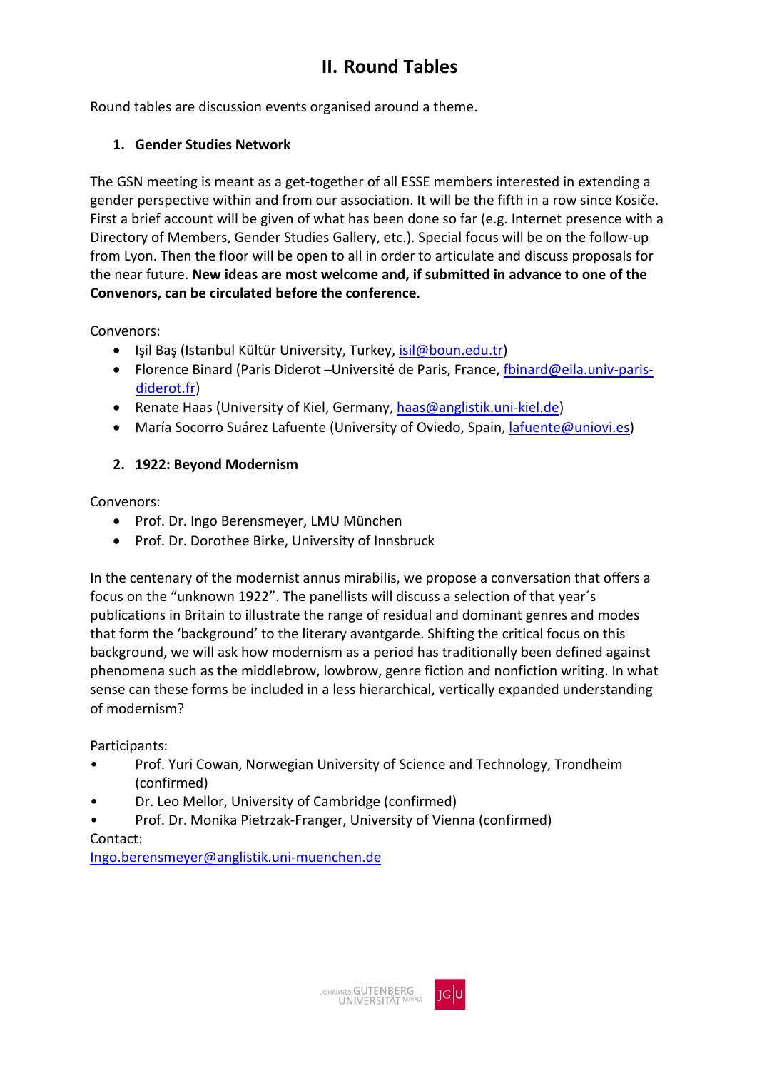# II. Round Tables

Round tables are discussion events organised around a theme.

## 1. Gender Studies Network

The GSN meeting is meant as a get-together of all ESSE members interested in extending a gender perspective within and from our association. It will be the fifth in a row since Košiče. First a brief account will be given of what has been done so far (e.g. Internet presence with a Directory of Members, Gender Studies Gallery, etc.). Special focus will be on the follow-up from Lyon. Then the floor will be open to all in order to articulate and discuss proposals for the near future. **New ideas are most welcome and, if submitted in advance to one of the Convenors, can be circulated before the conference.**

Convenors:

- Işil Baş (Istanbul Kültür University, Turkey, isil@boun.edu.tr)
- Florence Binard (Paris Diderot –Université de Paris, France, fbinard@eila.univ-paris-diderot.fr)
- Renate Haas (University of Kiel, Germany, haas@anglistik.uni-kiel.de)
- María Socorro Suárez Lafuente (University of Oviedo, Spain, lafuente@uniovi.es)

## 2. 1922: Beyond Modernism

Convenors:

- Prof. Dr. Ingo Berensmeyer, LMU München
- Prof. Dr. Dorothee Birke, University of Innsbruck

In the centenary of the modernist annus mirabilis, we propose a conversation that offers a focus on the "unknown 1922". The panellists will discuss a selection of that year´s publications in Britain to illustrate the range of residual and dominant genres and modes that form the 'background' to the literary avantgarde. Shifting the critical focus on this background, we will ask how modernism as a period has traditionally been defined against phenomena such as the middlebrow, lowbrow, genre fiction and nonfiction writing. In what sense can these forms be included in a less hierarchical, vertically expanded understanding of modernism?

Participants:

- Prof. Yuri Cowan, Norwegian University of Science and Technology, Trondheim (confirmed)
- Dr. Leo Mellor, University of Cambridge (confirmed)
- Prof. Dr. Monika Pietrzak-Franger, University of Vienna (confirmed)

Contact:
Ingo.berensmeyer@anglistik.uni-muenchen.de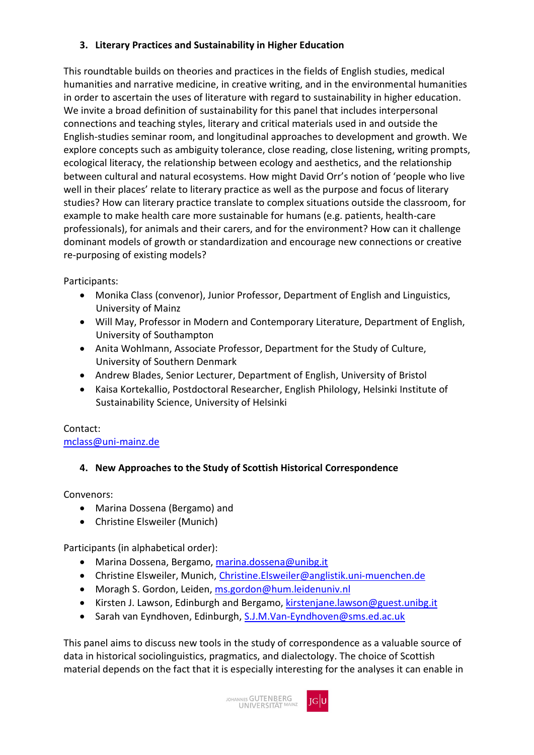### 3. Literary Practices and Sustainability in Higher Education

This roundtable builds on theories and practices in the fields of English studies, medical humanities and narrative medicine, in creative writing, and in the environmental humanities in order to ascertain the uses of literature with regard to sustainability in higher education. We invite a broad definition of sustainability for this panel that includes interpersonal connections and teaching styles, literary and critical materials used in and outside the English-studies seminar room, and longitudinal approaches to development and growth. We explore concepts such as ambiguity tolerance, close reading, close listening, writing prompts, ecological literacy, the relationship between ecology and aesthetics, and the relationship between cultural and natural ecosystems. How might David Orr's notion of 'people who live well in their places' relate to literary practice as well as the purpose and focus of literary studies? How can literary practice translate to complex situations outside the classroom, for example to make health care more sustainable for humans (e.g. patients, health-care professionals), for animals and their carers, and for the environment? How can it challenge dominant models of growth or standardization and encourage new connections or creative re-purposing of existing models?

Participants:

- Monika Class (convenor), Junior Professor, Department of English and Linguistics, University of Mainz
- Will May, Professor in Modern and Contemporary Literature, Department of English, University of Southampton
- Anita Wohlmann, Associate Professor, Department for the Study of Culture, University of Southern Denmark
- Andrew Blades, Senior Lecturer, Department of English, University of Bristol
- Kaisa Kortekallio, Postdoctoral Researcher, English Philology, Helsinki Institute of Sustainability Science, University of Helsinki

Contact:
mclass@uni-mainz.de

### 4. New Approaches to the Study of Scottish Historical Correspondence

Convenors:

- Marina Dossena (Bergamo) and
- Christine Elsweiler (Munich)

Participants (in alphabetical order):

- Marina Dossena, Bergamo, marina.dossena@unibg.it
- Christine Elsweiler, Munich, Christine.Elsweiler@anglistik.uni-muenchen.de
- Moragh S. Gordon, Leiden, ms.gordon@hum.leidenuniv.nl
- Kirsten J. Lawson, Edinburgh and Bergamo, kirstenjane.lawson@guest.unibg.it
- Sarah van Eyndhoven, Edinburgh, S.J.M.Van-Eyndhoven@sms.ed.ac.uk

This panel aims to discuss new tools in the study of correspondence as a valuable source of data in historical sociolinguistics, pragmatics, and dialectology. The choice of Scottish material depends on the fact that it is especially interesting for the analyses it can enable in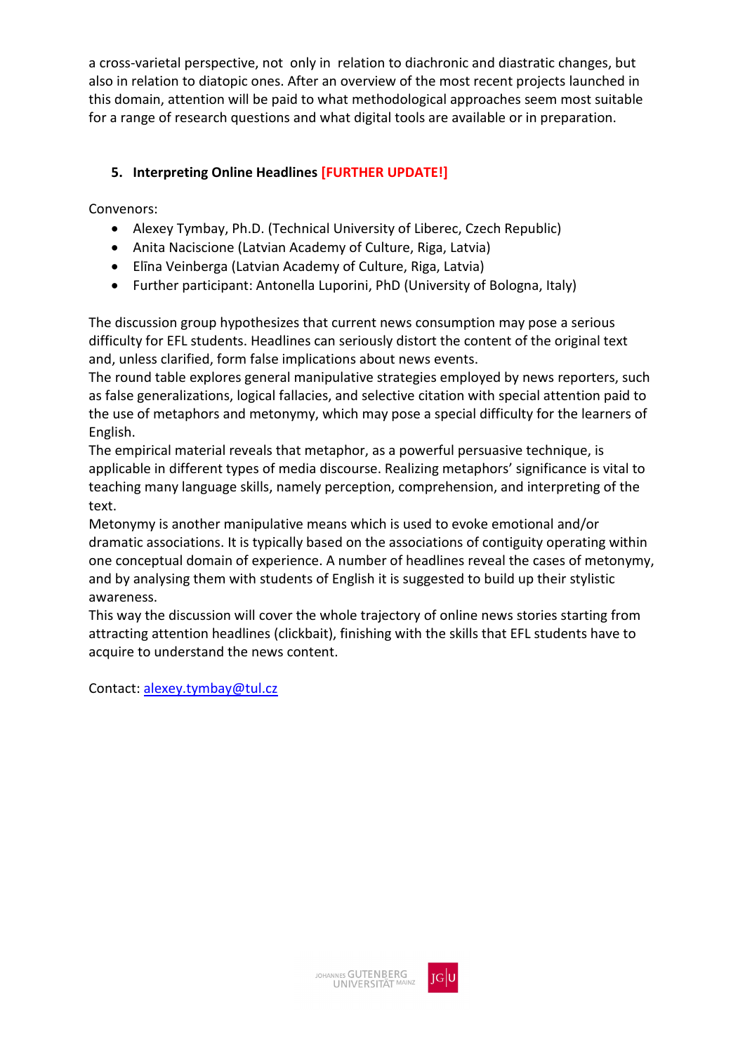a cross-varietal perspective, not only in relation to diachronic and diastratic changes, but also in relation to diatopic ones. After an overview of the most recent projects launched in this domain, attention will be paid to what methodological approaches seem most suitable for a range of research questions and what digital tools are available or in preparation.

## 5. Interpreting Online Headlines [FURTHER UPDATE!]

Convenors:

- Alexey Tymbay, Ph.D. (Technical University of Liberec, Czech Republic)
- Anita Naciscione (Latvian Academy of Culture, Riga, Latvia)
- Elīna Veinberga (Latvian Academy of Culture, Riga, Latvia)
- Further participant: Antonella Luporini, PhD (University of Bologna, Italy)

The discussion group hypothesizes that current news consumption may pose a serious difficulty for EFL students. Headlines can seriously distort the content of the original text and, unless clarified, form false implications about news events.

The round table explores general manipulative strategies employed by news reporters, such as false generalizations, logical fallacies, and selective citation with special attention paid to the use of metaphors and metonymy, which may pose a special difficulty for the learners of English.

The empirical material reveals that metaphor, as a powerful persuasive technique, is applicable in different types of media discourse. Realizing metaphors' significance is vital to teaching many language skills, namely perception, comprehension, and interpreting of the text.

Metonymy is another manipulative means which is used to evoke emotional and/or dramatic associations. It is typically based on the associations of contiguity operating within one conceptual domain of experience. A number of headlines reveal the cases of metonymy, and by analysing them with students of English it is suggested to build up their stylistic awareness.

This way the discussion will cover the whole trajectory of online news stories starting from attracting attention headlines (clickbait), finishing with the skills that EFL students have to acquire to understand the news content.

Contact: alexey.tymbay@tul.cz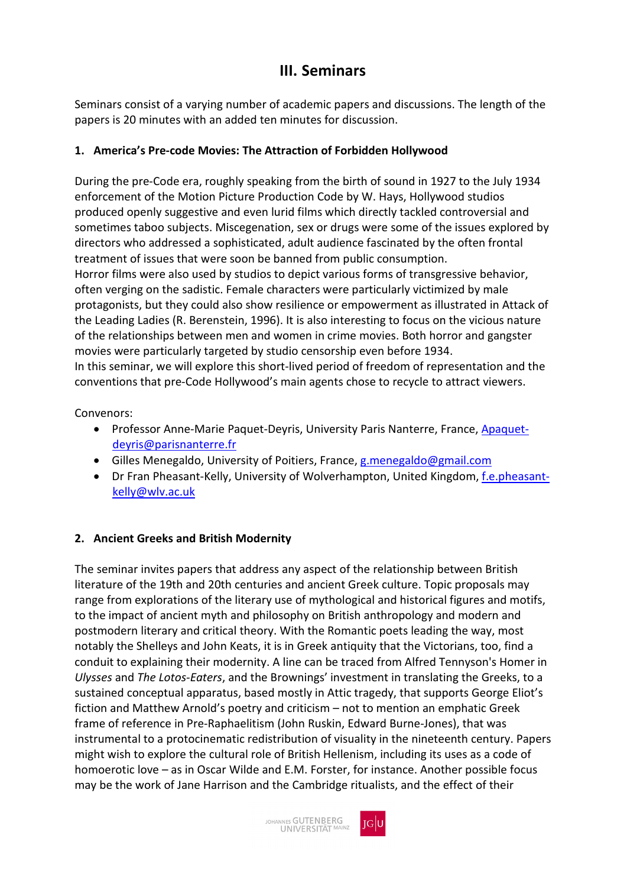## III. Seminars

Seminars consist of a varying number of academic papers and discussions. The length of the papers is 20 minutes with an added ten minutes for discussion.

### 1. America's Pre-code Movies: The Attraction of Forbidden Hollywood

During the pre-Code era, roughly speaking from the birth of sound in 1927 to the July 1934 enforcement of the Motion Picture Production Code by W. Hays, Hollywood studios produced openly suggestive and even lurid films which directly tackled controversial and sometimes taboo subjects. Miscegenation, sex or drugs were some of the issues explored by directors who addressed a sophisticated, adult audience fascinated by the often frontal treatment of issues that were soon be banned from public consumption.
Horror films were also used by studios to depict various forms of transgressive behavior, often verging on the sadistic. Female characters were particularly victimized by male protagonists, but they could also show resilience or empowerment as illustrated in Attack of the Leading Ladies (R. Berenstein, 1996). It is also interesting to focus on the vicious nature of the relationships between men and women in crime movies. Both horror and gangster movies were particularly targeted by studio censorship even before 1934.
In this seminar, we will explore this short-lived period of freedom of representation and the conventions that pre-Code Hollywood's main agents chose to recycle to attract viewers.

Convenors:

- Professor Anne-Marie Paquet-Deyris, University Paris Nanterre, France, Apaquet-deyris@parisnanterre.fr
- Gilles Menegaldo, University of Poitiers, France, g.menegaldo@gmail.com
- Dr Fran Pheasant-Kelly, University of Wolverhampton, United Kingdom, f.e.pheasant-kelly@wlv.ac.uk

### 2. Ancient Greeks and British Modernity

The seminar invites papers that address any aspect of the relationship between British literature of the 19th and 20th centuries and ancient Greek culture. Topic proposals may range from explorations of the literary use of mythological and historical figures and motifs, to the impact of ancient myth and philosophy on British anthropology and modern and postmodern literary and critical theory. With the Romantic poets leading the way, most notably the Shelleys and John Keats, it is in Greek antiquity that the Victorians, too, find a conduit to explaining their modernity. A line can be traced from Alfred Tennyson's Homer in *Ulysses* and *The Lotos-Eaters*, and the Brownings' investment in translating the Greeks, to a sustained conceptual apparatus, based mostly in Attic tragedy, that supports George Eliot's fiction and Matthew Arnold's poetry and criticism – not to mention an emphatic Greek frame of reference in Pre-Raphaelitism (John Ruskin, Edward Burne-Jones), that was instrumental to a protocinematic redistribution of visuality in the nineteenth century. Papers might wish to explore the cultural role of British Hellenism, including its uses as a code of homoerotic love – as in Oscar Wilde and E.M. Forster, for instance. Another possible focus may be the work of Jane Harrison and the Cambridge ritualists, and the effect of their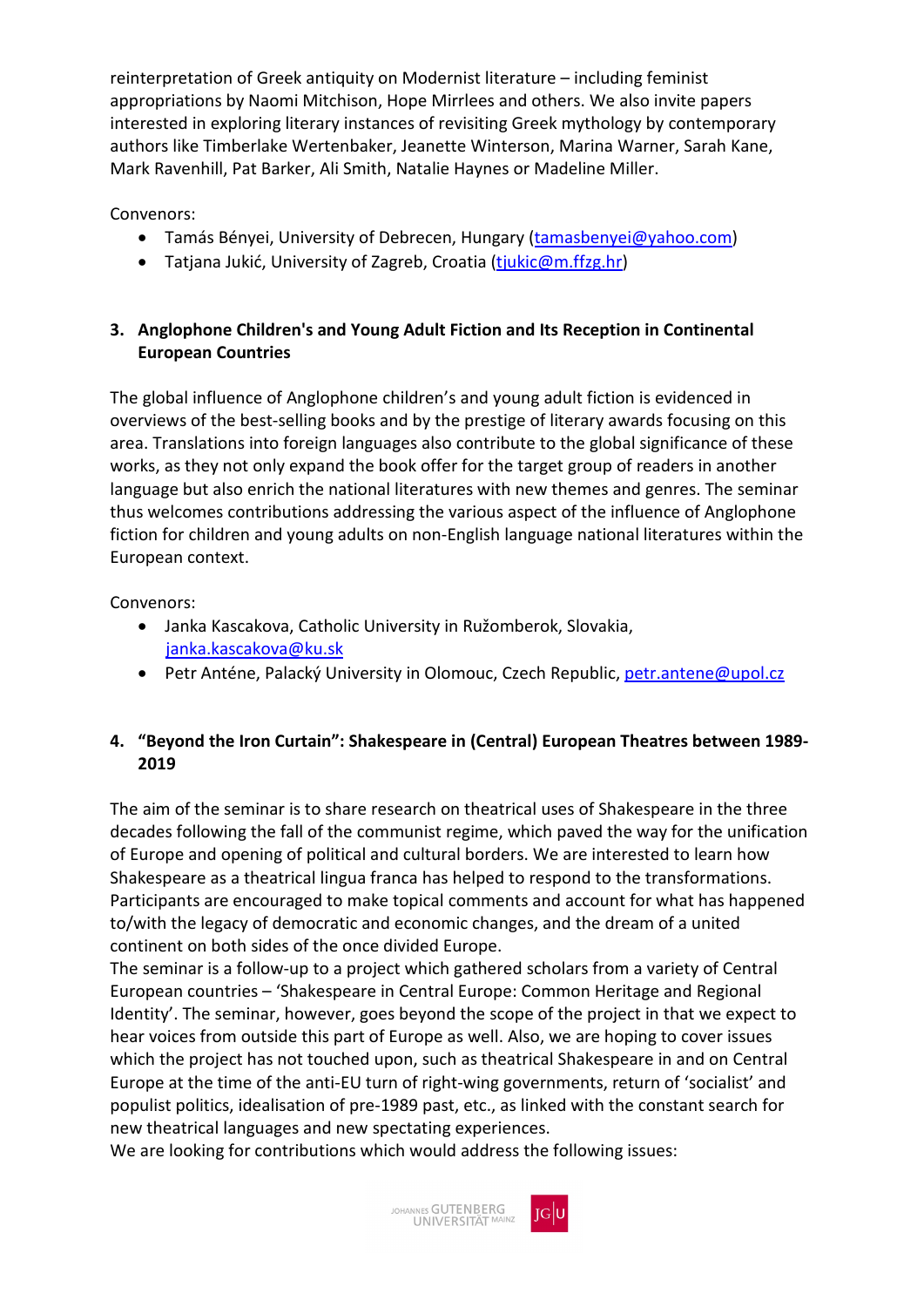reinterpretation of Greek antiquity on Modernist literature – including feminist appropriations by Naomi Mitchison, Hope Mirrlees and others. We also invite papers interested in exploring literary instances of revisiting Greek mythology by contemporary authors like Timberlake Wertenbaker, Jeanette Winterson, Marina Warner, Sarah Kane, Mark Ravenhill, Pat Barker, Ali Smith, Natalie Haynes or Madeline Miller.

Convenors:

- Tamás Bényei, University of Debrecen, Hungary (tamasbenyei@yahoo.com)
- Tatjana Jukić, University of Zagreb, Croatia (tjukic@m.ffzg.hr)

### 3. Anglophone Children's and Young Adult Fiction and Its Reception in Continental European Countries

The global influence of Anglophone children's and young adult fiction is evidenced in overviews of the best-selling books and by the prestige of literary awards focusing on this area. Translations into foreign languages also contribute to the global significance of these works, as they not only expand the book offer for the target group of readers in another language but also enrich the national literatures with new themes and genres. The seminar thus welcomes contributions addressing the various aspect of the influence of Anglophone fiction for children and young adults on non-English language national literatures within the European context.

Convenors:

- Janka Kascakova, Catholic University in Ružomberok, Slovakia, janka.kascakova@ku.sk
- Petr Anténe, Palacký University in Olomouc, Czech Republic, petr.antene@upol.cz

### 4. "Beyond the Iron Curtain": Shakespeare in (Central) European Theatres between 1989-2019

The aim of the seminar is to share research on theatrical uses of Shakespeare in the three decades following the fall of the communist regime, which paved the way for the unification of Europe and opening of political and cultural borders. We are interested to learn how Shakespeare as a theatrical lingua franca has helped to respond to the transformations. Participants are encouraged to make topical comments and account for what has happened to/with the legacy of democratic and economic changes, and the dream of a united continent on both sides of the once divided Europe.

The seminar is a follow-up to a project which gathered scholars from a variety of Central European countries – 'Shakespeare in Central Europe: Common Heritage and Regional Identity'. The seminar, however, goes beyond the scope of the project in that we expect to hear voices from outside this part of Europe as well. Also, we are hoping to cover issues which the project has not touched upon, such as theatrical Shakespeare in and on Central Europe at the time of the anti-EU turn of right-wing governments, return of 'socialist' and populist politics, idealisation of pre-1989 past, etc., as linked with the constant search for new theatrical languages and new spectating experiences.

We are looking for contributions which would address the following issues: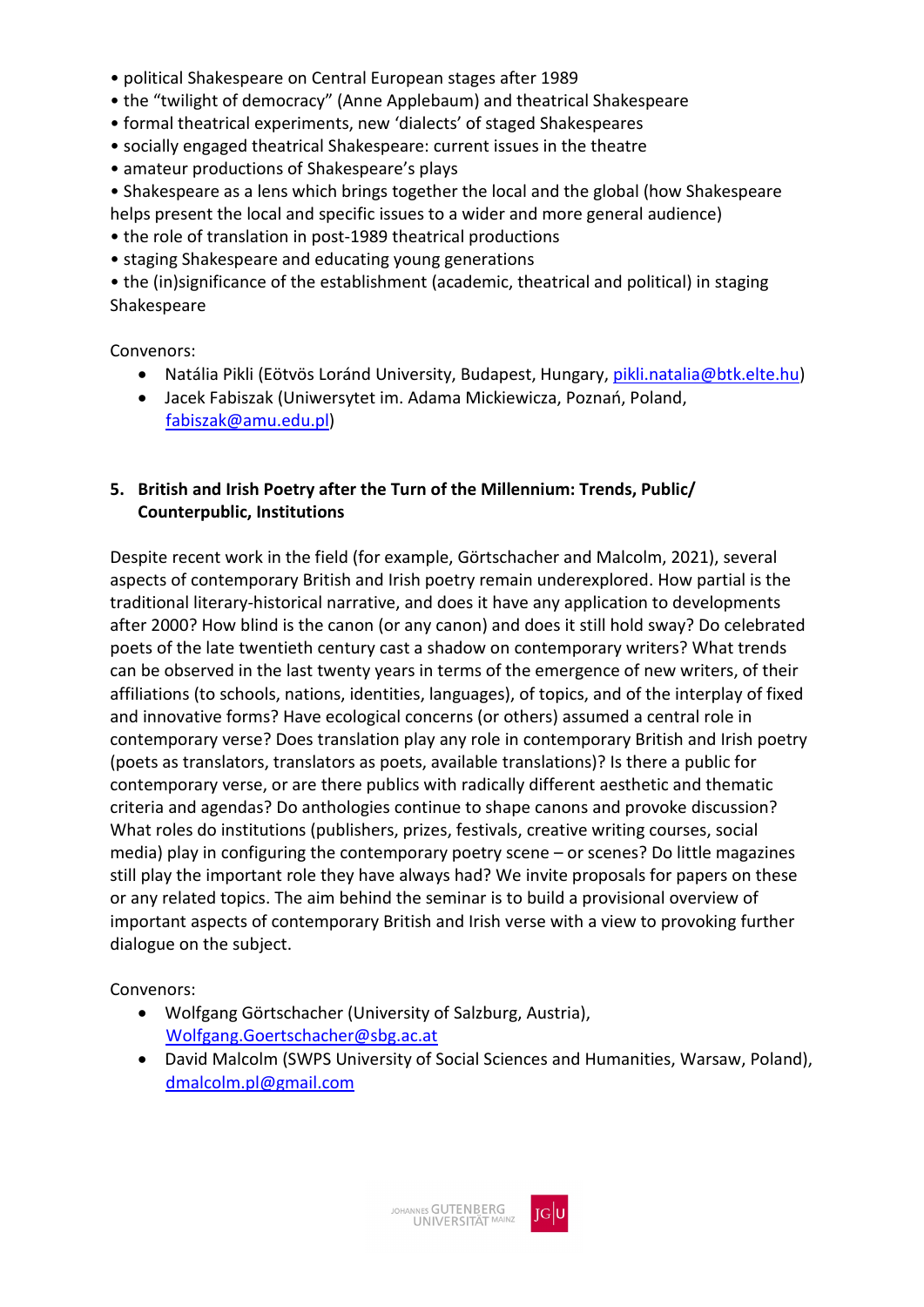- political Shakespeare on Central European stages after 1989
- the "twilight of democracy" (Anne Applebaum) and theatrical Shakespeare
- formal theatrical experiments, new 'dialects' of staged Shakespeares
- socially engaged theatrical Shakespeare: current issues in the theatre
- amateur productions of Shakespeare's plays
- Shakespeare as a lens which brings together the local and the global (how Shakespeare helps present the local and specific issues to a wider and more general audience)
- the role of translation in post-1989 theatrical productions
- staging Shakespeare and educating young generations
- the (in)significance of the establishment (academic, theatrical and political) in staging Shakespeare

Convenors:

- Natália Pikli (Eötvös Loránd University, Budapest, Hungary, pikli.natalia@btk.elte.hu)
- Jacek Fabiszak (Uniwersytet im. Adama Mickiewicza, Poznań, Poland, fabiszak@amu.edu.pl)

## 5. British and Irish Poetry after the Turn of the Millennium: Trends, Public/ Counterpublic, Institutions

Despite recent work in the field (for example, Görtschacher and Malcolm, 2021), several aspects of contemporary British and Irish poetry remain underexplored. How partial is the traditional literary-historical narrative, and does it have any application to developments after 2000? How blind is the canon (or any canon) and does it still hold sway? Do celebrated poets of the late twentieth century cast a shadow on contemporary writers? What trends can be observed in the last twenty years in terms of the emergence of new writers, of their affiliations (to schools, nations, identities, languages), of topics, and of the interplay of fixed and innovative forms? Have ecological concerns (or others) assumed a central role in contemporary verse? Does translation play any role in contemporary British and Irish poetry (poets as translators, translators as poets, available translations)? Is there a public for contemporary verse, or are there publics with radically different aesthetic and thematic criteria and agendas? Do anthologies continue to shape canons and provoke discussion? What roles do institutions (publishers, prizes, festivals, creative writing courses, social media) play in configuring the contemporary poetry scene – or scenes? Do little magazines still play the important role they have always had? We invite proposals for papers on these or any related topics. The aim behind the seminar is to build a provisional overview of important aspects of contemporary British and Irish verse with a view to provoking further dialogue on the subject.

Convenors:

- Wolfgang Görtschacher (University of Salzburg, Austria), Wolfgang.Goertschacher@sbg.ac.at
- David Malcolm (SWPS University of Social Sciences and Humanities, Warsaw, Poland), dmalcolm.pl@gmail.com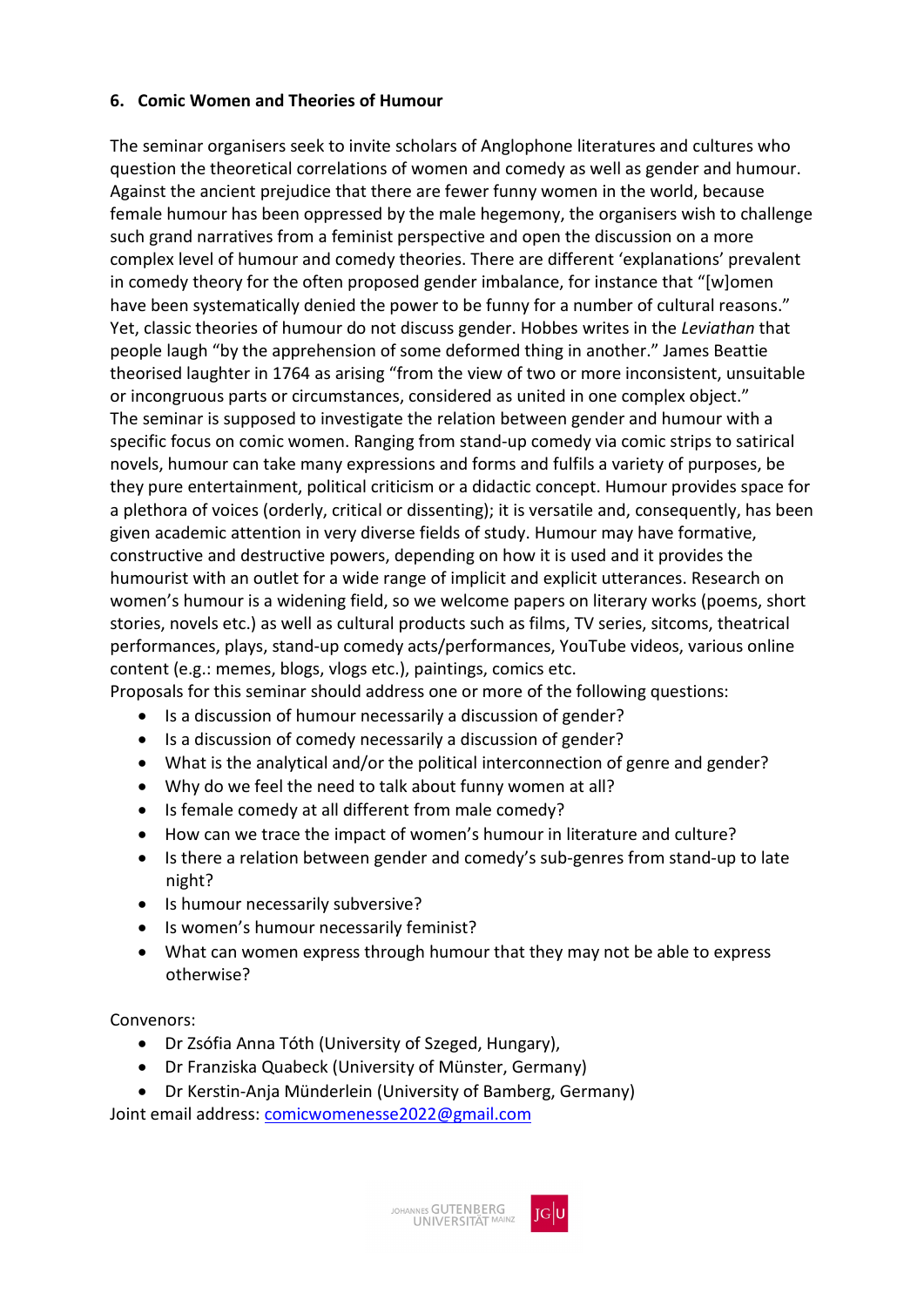### 6. Comic Women and Theories of Humour

The seminar organisers seek to invite scholars of Anglophone literatures and cultures who question the theoretical correlations of women and comedy as well as gender and humour. Against the ancient prejudice that there are fewer funny women in the world, because female humour has been oppressed by the male hegemony, the organisers wish to challenge such grand narratives from a feminist perspective and open the discussion on a more complex level of humour and comedy theories. There are different 'explanations' prevalent in comedy theory for the often proposed gender imbalance, for instance that "[w]omen have been systematically denied the power to be funny for a number of cultural reasons." Yet, classic theories of humour do not discuss gender. Hobbes writes in the *Leviathan* that people laugh "by the apprehension of some deformed thing in another." James Beattie theorised laughter in 1764 as arising "from the view of two or more inconsistent, unsuitable or incongruous parts or circumstances, considered as united in one complex object."
The seminar is supposed to investigate the relation between gender and humour with a specific focus on comic women. Ranging from stand-up comedy via comic strips to satirical novels, humour can take many expressions and forms and fulfils a variety of purposes, be they pure entertainment, political criticism or a didactic concept. Humour provides space for a plethora of voices (orderly, critical or dissenting); it is versatile and, consequently, has been given academic attention in very diverse fields of study. Humour may have formative, constructive and destructive powers, depending on how it is used and it provides the humourist with an outlet for a wide range of implicit and explicit utterances. Research on women's humour is a widening field, so we welcome papers on literary works (poems, short stories, novels etc.) as well as cultural products such as films, TV series, sitcoms, theatrical performances, plays, stand-up comedy acts/performances, YouTube videos, various online content (e.g.: memes, blogs, vlogs etc.), paintings, comics etc.
Proposals for this seminar should address one or more of the following questions:

- Is a discussion of humour necessarily a discussion of gender?
- Is a discussion of comedy necessarily a discussion of gender?
- What is the analytical and/or the political interconnection of genre and gender?
- Why do we feel the need to talk about funny women at all?
- Is female comedy at all different from male comedy?
- How can we trace the impact of women's humour in literature and culture?
- Is there a relation between gender and comedy's sub-genres from stand-up to late night?
- Is humour necessarily subversive?
- Is women's humour necessarily feminist?
- What can women express through humour that they may not be able to express otherwise?

Convenors:

- Dr Zsófia Anna Tóth (University of Szeged, Hungary),
- Dr Franziska Quabeck (University of Münster, Germany)
- Dr Kerstin-Anja Münderlein (University of Bamberg, Germany)

Joint email address: comicwomenesse2022@gmail.com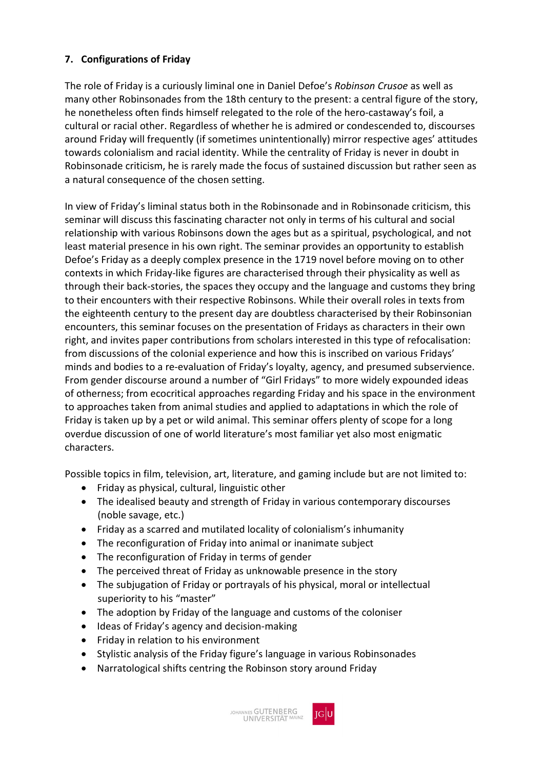## 7. Configurations of Friday

The role of Friday is a curiously liminal one in Daniel Defoe's *Robinson Crusoe* as well as many other Robinsonades from the 18th century to the present: a central figure of the story, he nonetheless often finds himself relegated to the role of the hero-castaway's foil, a cultural or racial other. Regardless of whether he is admired or condescended to, discourses around Friday will frequently (if sometimes unintentionally) mirror respective ages' attitudes towards colonialism and racial identity. While the centrality of Friday is never in doubt in Robinsonade criticism, he is rarely made the focus of sustained discussion but rather seen as a natural consequence of the chosen setting.

In view of Friday's liminal status both in the Robinsonade and in Robinsonade criticism, this seminar will discuss this fascinating character not only in terms of his cultural and social relationship with various Robinsons down the ages but as a spiritual, psychological, and not least material presence in his own right. The seminar provides an opportunity to establish Defoe's Friday as a deeply complex presence in the 1719 novel before moving on to other contexts in which Friday-like figures are characterised through their physicality as well as through their back-stories, the spaces they occupy and the language and customs they bring to their encounters with their respective Robinsons. While their overall roles in texts from the eighteenth century to the present day are doubtless characterised by their Robinsonian encounters, this seminar focuses on the presentation of Fridays as characters in their own right, and invites paper contributions from scholars interested in this type of refocalisation: from discussions of the colonial experience and how this is inscribed on various Fridays' minds and bodies to a re-evaluation of Friday's loyalty, agency, and presumed subservience. From gender discourse around a number of "Girl Fridays" to more widely expounded ideas of otherness; from ecocritical approaches regarding Friday and his space in the environment to approaches taken from animal studies and applied to adaptations in which the role of Friday is taken up by a pet or wild animal. This seminar offers plenty of scope for a long overdue discussion of one of world literature's most familiar yet also most enigmatic characters.

Possible topics in film, television, art, literature, and gaming include but are not limited to:

- Friday as physical, cultural, linguistic other
- The idealised beauty and strength of Friday in various contemporary discourses (noble savage, etc.)
- Friday as a scarred and mutilated locality of colonialism's inhumanity
- The reconfiguration of Friday into animal or inanimate subject
- The reconfiguration of Friday in terms of gender
- The perceived threat of Friday as unknowable presence in the story
- The subjugation of Friday or portrayals of his physical, moral or intellectual superiority to his "master"
- The adoption by Friday of the language and customs of the coloniser
- Ideas of Friday's agency and decision-making
- Friday in relation to his environment
- Stylistic analysis of the Friday figure's language in various Robinsonades
- Narratological shifts centring the Robinson story around Friday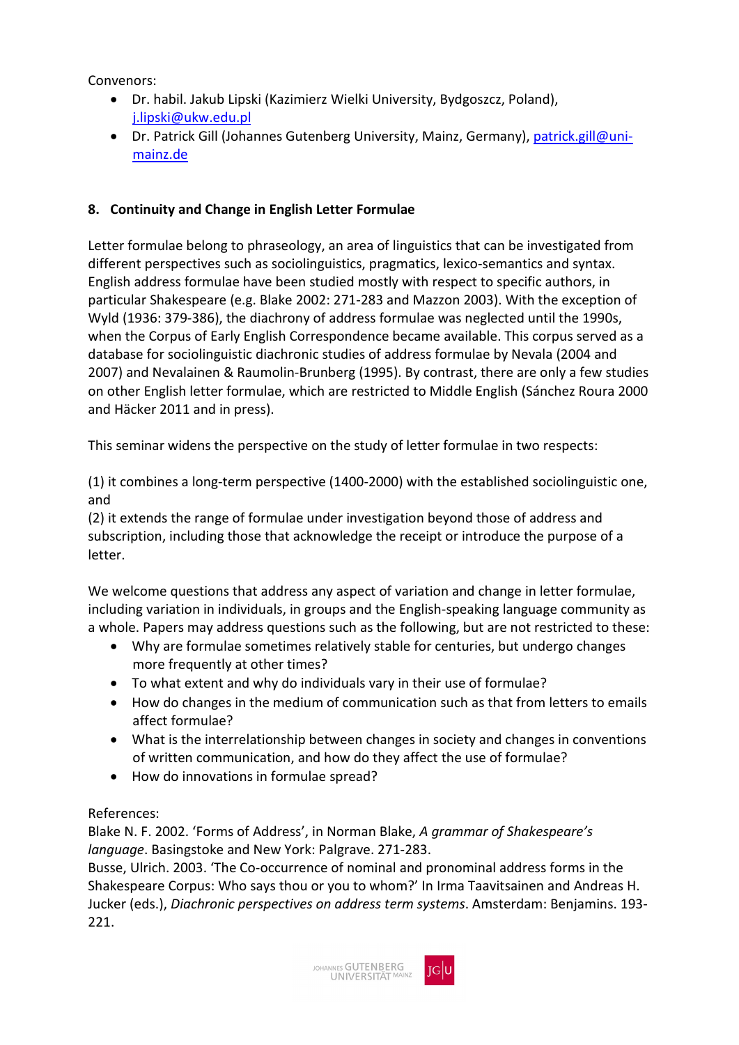Convenors:

- Dr. habil. Jakub Lipski (Kazimierz Wielki University, Bydgoszcz, Poland), j.lipski@ukw.edu.pl
- Dr. Patrick Gill (Johannes Gutenberg University, Mainz, Germany), patrick.gill@uni-mainz.de

## 8. Continuity and Change in English Letter Formulae

Letter formulae belong to phraseology, an area of linguistics that can be investigated from different perspectives such as sociolinguistics, pragmatics, lexico-semantics and syntax. English address formulae have been studied mostly with respect to specific authors, in particular Shakespeare (e.g. Blake 2002: 271-283 and Mazzon 2003). With the exception of Wyld (1936: 379-386), the diachrony of address formulae was neglected until the 1990s, when the Corpus of Early English Correspondence became available. This corpus served as a database for sociolinguistic diachronic studies of address formulae by Nevala (2004 and 2007) and Nevalainen & Raumolin-Brunberg (1995). By contrast, there are only a few studies on other English letter formulae, which are restricted to Middle English (Sánchez Roura 2000 and Häcker 2011 and in press).

This seminar widens the perspective on the study of letter formulae in two respects:

(1) it combines a long-term perspective (1400-2000) with the established sociolinguistic one, and
(2) it extends the range of formulae under investigation beyond those of address and subscription, including those that acknowledge the receipt or introduce the purpose of a letter.

We welcome questions that address any aspect of variation and change in letter formulae, including variation in individuals, in groups and the English-speaking language community as a whole. Papers may address questions such as the following, but are not restricted to these:

- Why are formulae sometimes relatively stable for centuries, but undergo changes more frequently at other times?
- To what extent and why do individuals vary in their use of formulae?
- How do changes in the medium of communication such as that from letters to emails affect formulae?
- What is the interrelationship between changes in society and changes in conventions of written communication, and how do they affect the use of formulae?
- How do innovations in formulae spread?

References:
Blake N. F. 2002. 'Forms of Address', in Norman Blake, *A grammar of Shakespeare's language*. Basingstoke and New York: Palgrave. 271-283.
Busse, Ulrich. 2003. 'The Co-occurrence of nominal and pronominal address forms in the Shakespeare Corpus: Who says thou or you to whom?' In Irma Taavitsainen and Andreas H. Jucker (eds.), *Diachronic perspectives on address term systems*. Amsterdam: Benjamins. 193-221.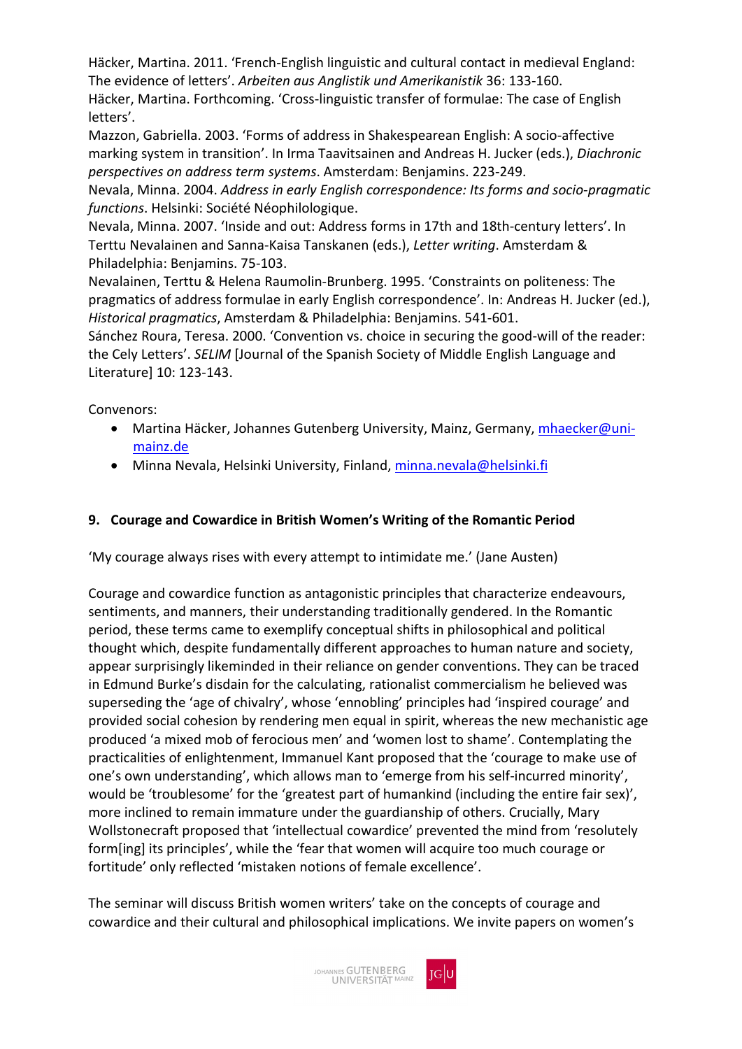Häcker, Martina. 2011. 'French-English linguistic and cultural contact in medieval England: The evidence of letters'. *Arbeiten aus Anglistik und Amerikanistik* 36: 133-160.
Häcker, Martina. Forthcoming. 'Cross-linguistic transfer of formulae: The case of English letters'.
Mazzon, Gabriella. 2003. 'Forms of address in Shakespearean English: A socio-affective marking system in transition'. In Irma Taavitsainen and Andreas H. Jucker (eds.), *Diachronic perspectives on address term systems*. Amsterdam: Benjamins. 223-249.
Nevala, Minna. 2004. *Address in early English correspondence: Its forms and socio-pragmatic functions*. Helsinki: Société Néophilologique.
Nevala, Minna. 2007. 'Inside and out: Address forms in 17th and 18th-century letters'. In Terttu Nevalainen and Sanna-Kaisa Tanskanen (eds.), *Letter writing*. Amsterdam & Philadelphia: Benjamins. 75-103.
Nevalainen, Terttu & Helena Raumolin-Brunberg. 1995. 'Constraints on politeness: The pragmatics of address formulae in early English correspondence'. In: Andreas H. Jucker (ed.), *Historical pragmatics*, Amsterdam & Philadelphia: Benjamins. 541-601.
Sánchez Roura, Teresa. 2000. 'Convention vs. choice in securing the good-will of the reader: the Cely Letters'. *SELIM* [Journal of the Spanish Society of Middle English Language and Literature] 10: 123-143.

Convenors:

- Martina Häcker, Johannes Gutenberg University, Mainz, Germany, mhaecker@uni-mainz.de
- Minna Nevala, Helsinki University, Finland, minna.nevala@helsinki.fi

## 9. Courage and Cowardice in British Women's Writing of the Romantic Period

'My courage always rises with every attempt to intimidate me.' (Jane Austen)

Courage and cowardice function as antagonistic principles that characterize endeavours, sentiments, and manners, their understanding traditionally gendered. In the Romantic period, these terms came to exemplify conceptual shifts in philosophical and political thought which, despite fundamentally different approaches to human nature and society, appear surprisingly likeminded in their reliance on gender conventions. They can be traced in Edmund Burke's disdain for the calculating, rationalist commercialism he believed was superseding the 'age of chivalry', whose 'ennobling' principles had 'inspired courage' and provided social cohesion by rendering men equal in spirit, whereas the new mechanistic age produced 'a mixed mob of ferocious men' and 'women lost to shame'. Contemplating the practicalities of enlightenment, Immanuel Kant proposed that the 'courage to make use of one's own understanding', which allows man to 'emerge from his self-incurred minority', would be 'troublesome' for the 'greatest part of humankind (including the entire fair sex)', more inclined to remain immature under the guardianship of others. Crucially, Mary Wollstonecraft proposed that 'intellectual cowardice' prevented the mind from 'resolutely form[ing] its principles', while the 'fear that women will acquire too much courage or fortitude' only reflected 'mistaken notions of female excellence'.

The seminar will discuss British women writers' take on the concepts of courage and cowardice and their cultural and philosophical implications. We invite papers on women's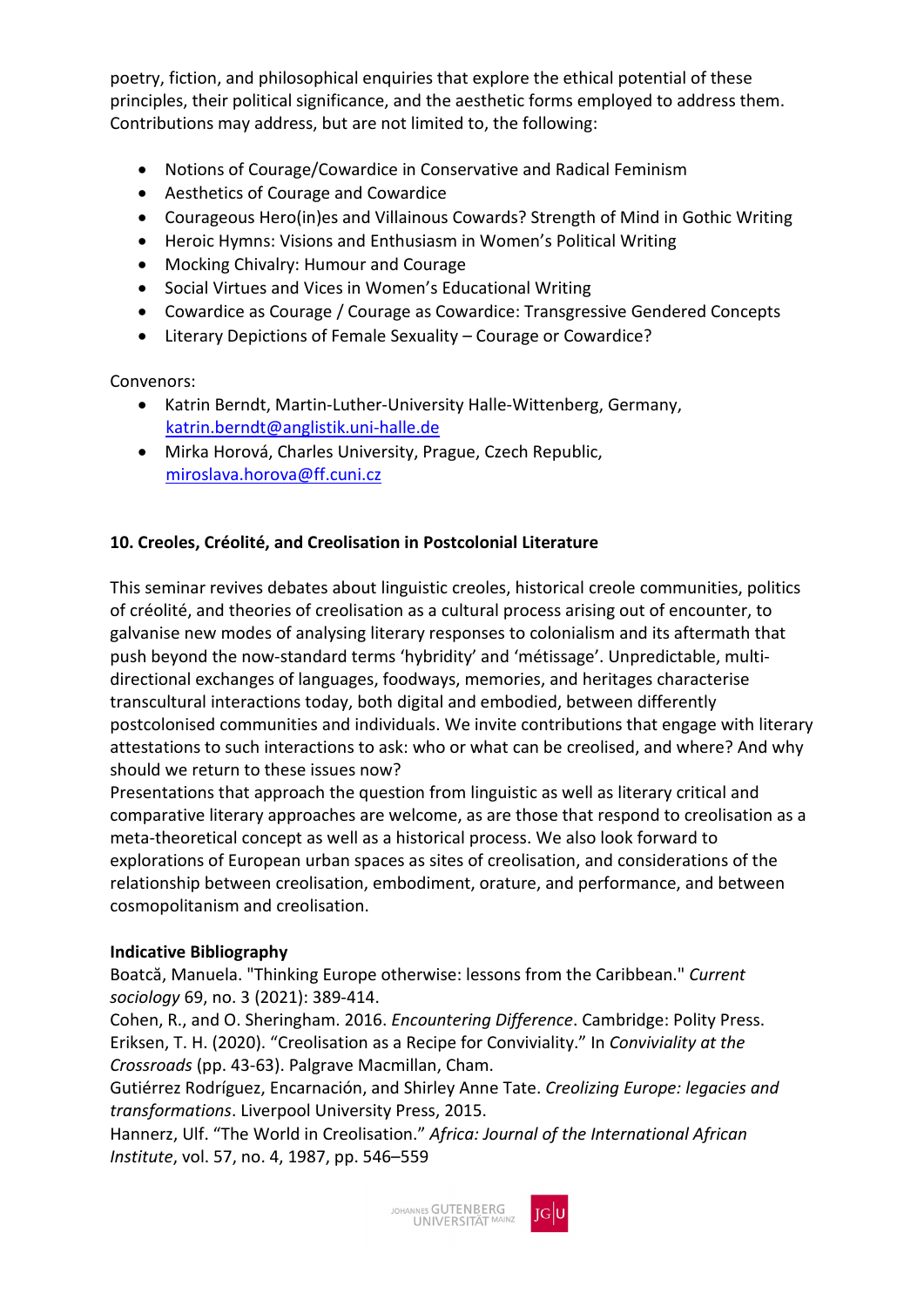poetry, fiction, and philosophical enquiries that explore the ethical potential of these principles, their political significance, and the aesthetic forms employed to address them. Contributions may address, but are not limited to, the following:

- Notions of Courage/Cowardice in Conservative and Radical Feminism
- Aesthetics of Courage and Cowardice
- Courageous Hero(in)es and Villainous Cowards? Strength of Mind in Gothic Writing
- Heroic Hymns: Visions and Enthusiasm in Women's Political Writing
- Mocking Chivalry: Humour and Courage
- Social Virtues and Vices in Women's Educational Writing
- Cowardice as Courage / Courage as Cowardice: Transgressive Gendered Concepts
- Literary Depictions of Female Sexuality – Courage or Cowardice?

Convenors:

- Katrin Berndt, Martin-Luther-University Halle-Wittenberg, Germany, katrin.berndt@anglistik.uni-halle.de
- Mirka Horová, Charles University, Prague, Czech Republic, miroslava.horova@ff.cuni.cz

### 10. Creoles, Créolité, and Creolisation in Postcolonial Literature

This seminar revives debates about linguistic creoles, historical creole communities, politics of créolité, and theories of creolisation as a cultural process arising out of encounter, to galvanise new modes of analysing literary responses to colonialism and its aftermath that push beyond the now-standard terms 'hybridity' and 'métissage'. Unpredictable, multi-directional exchanges of languages, foodways, memories, and heritages characterise transcultural interactions today, both digital and embodied, between differently postcolonised communities and individuals. We invite contributions that engage with literary attestations to such interactions to ask: who or what can be creolised, and where? And why should we return to these issues now?
Presentations that approach the question from linguistic as well as literary critical and comparative literary approaches are welcome, as are those that respond to creolisation as a meta-theoretical concept as well as a historical process. We also look forward to explorations of European urban spaces as sites of creolisation, and considerations of the relationship between creolisation, embodiment, orature, and performance, and between cosmopolitanism and creolisation.

**Indicative Bibliography**
Boatcă, Manuela. "Thinking Europe otherwise: lessons from the Caribbean." *Current sociology* 69, no. 3 (2021): 389-414.
Cohen, R., and O. Sheringham. 2016. *Encountering Difference*. Cambridge: Polity Press.
Eriksen, T. H. (2020). "Creolisation as a Recipe for Conviviality." In *Conviviality at the Crossroads* (pp. 43-63). Palgrave Macmillan, Cham.
Gutiérrez Rodríguez, Encarnación, and Shirley Anne Tate. *Creolizing Europe: legacies and transformations*. Liverpool University Press, 2015.
Hannerz, Ulf. "The World in Creolisation." *Africa: Journal of the International African Institute*, vol. 57, no. 4, 1987, pp. 546–559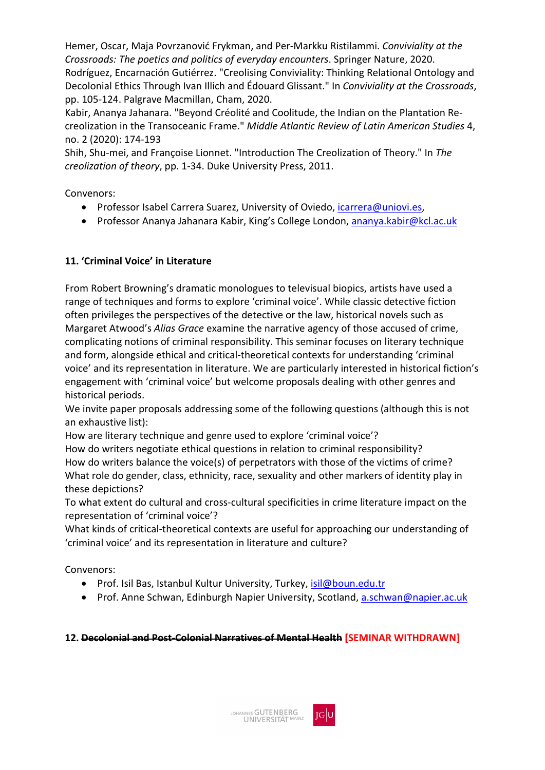Hemer, Oscar, Maja Povrzanović Frykman, and Per-Markku Ristilammi. *Conviviality at the Crossroads: The poetics and politics of everyday encounters*. Springer Nature, 2020.
Rodríguez, Encarnación Gutiérrez. "Creolising Conviviality: Thinking Relational Ontology and Decolonial Ethics Through Ivan Illich and Édouard Glissant." In *Conviviality at the Crossroads*, pp. 105-124. Palgrave Macmillan, Cham, 2020.
Kabir, Ananya Jahanara. "Beyond Créolité and Coolitude, the Indian on the Plantation Re-creolization in the Transoceanic Frame." *Middle Atlantic Review of Latin American Studies* 4, no. 2 (2020): 174-193
Shih, Shu-mei, and Françoise Lionnet. "Introduction The Creolization of Theory." In *The creolization of theory*, pp. 1-34. Duke University Press, 2011.

Convenors:

- Professor Isabel Carrera Suarez, University of Oviedo, icarrera@uniovi.es,
- Professor Ananya Jahanara Kabir, King's College London, ananya.kabir@kcl.ac.uk

### 11. 'Criminal Voice' in Literature

From Robert Browning's dramatic monologues to televisual biopics, artists have used a range of techniques and forms to explore 'criminal voice'. While classic detective fiction often privileges the perspectives of the detective or the law, historical novels such as Margaret Atwood's *Alias Grace* examine the narrative agency of those accused of crime, complicating notions of criminal responsibility. This seminar focuses on literary technique and form, alongside ethical and critical-theoretical contexts for understanding 'criminal voice' and its representation in literature. We are particularly interested in historical fiction's engagement with 'criminal voice' but welcome proposals dealing with other genres and historical periods.
We invite paper proposals addressing some of the following questions (although this is not an exhaustive list):
How are literary technique and genre used to explore 'criminal voice'?
How do writers negotiate ethical questions in relation to criminal responsibility?
How do writers balance the voice(s) of perpetrators with those of the victims of crime?
What role do gender, class, ethnicity, race, sexuality and other markers of identity play in these depictions?
To what extent do cultural and cross-cultural specificities in crime literature impact on the representation of 'criminal voice'?
What kinds of critical-theoretical contexts are useful for approaching our understanding of 'criminal voice' and its representation in literature and culture?

Convenors:

- Prof. Isil Bas, Istanbul Kultur University, Turkey, isil@boun.edu.tr
- Prof. Anne Schwan, Edinburgh Napier University, Scotland, a.schwan@napier.ac.uk

### 12. ~~Decolonial and Post-Colonial Narratives of Mental Health~~ [SEMINAR WITHDRAWN]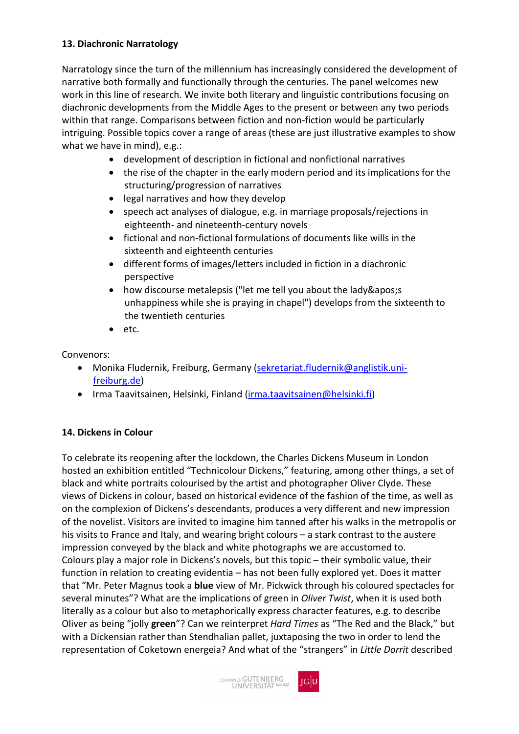### 13. Diachronic Narratology

Narratology since the turn of the millennium has increasingly considered the development of narrative both formally and functionally through the centuries. The panel welcomes new work in this line of research. We invite both literary and linguistic contributions focusing on diachronic developments from the Middle Ages to the present or between any two periods within that range. Comparisons between fiction and non-fiction would be particularly intriguing. Possible topics cover a range of areas (these are just illustrative examples to show what we have in mind), e.g.:

- development of description in fictional and nonfictional narratives
- the rise of the chapter in the early modern period and its implications for the structuring/progression of narratives
- legal narratives and how they develop
- speech act analyses of dialogue, e.g. in marriage proposals/rejections in eighteenth- and nineteenth-century novels
- fictional and non-fictional formulations of documents like wills in the sixteenth and eighteenth centuries
- different forms of images/letters included in fiction in a diachronic perspective
- how discourse metalepsis ("let me tell you about the lady&apos;s unhappiness while she is praying in chapel") develops from the sixteenth to the twentieth centuries
- etc.

Convenors:

- Monika Fludernik, Freiburg, Germany (sekretariat.fludernik@anglistik.uni-freiburg.de)
- Irma Taavitsainen, Helsinki, Finland (irma.taavitsainen@helsinki.fi)

### 14. Dickens in Colour

To celebrate its reopening after the lockdown, the Charles Dickens Museum in London hosted an exhibition entitled "Technicolour Dickens," featuring, among other things, a set of black and white portraits colourised by the artist and photographer Oliver Clyde. These views of Dickens in colour, based on historical evidence of the fashion of the time, as well as on the complexion of Dickens's descendants, produces a very different and new impression of the novelist. Visitors are invited to imagine him tanned after his walks in the metropolis or his visits to France and Italy, and wearing bright colours – a stark contrast to the austere impression conveyed by the black and white photographs we are accustomed to.
Colours play a major role in Dickens's novels, but this topic – their symbolic value, their function in relation to creating evidentia – has not been fully explored yet. Does it matter that "Mr. Peter Magnus took a **blue** view of Mr. Pickwick through his coloured spectacles for several minutes"? What are the implications of green in *Oliver Twist*, when it is used both literally as a colour but also to metaphorically express character features, e.g. to describe Oliver as being "jolly **green**"? Can we reinterpret *Hard Times* as "The Red and the Black," but with a Dickensian rather than Stendhalian pallet, juxtaposing the two in order to lend the representation of Coketown energeia? And what of the "strangers" in *Little Dorrit* described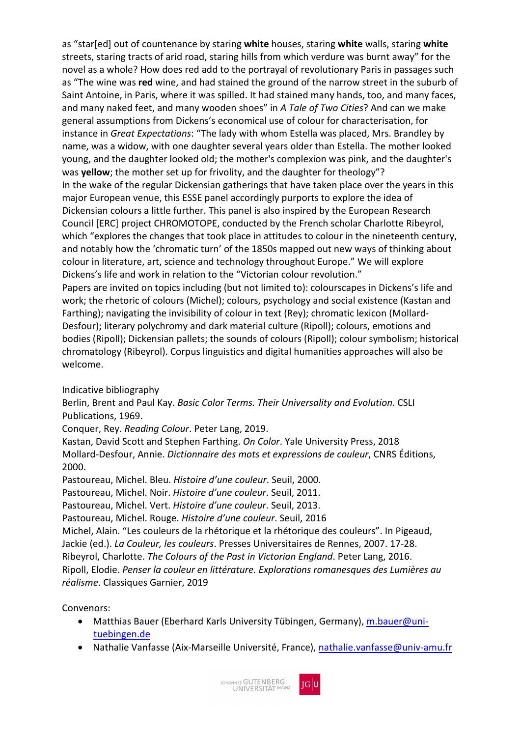as "star[ed] out of countenance by staring **white** houses, staring **white** walls, staring **white** streets, staring tracts of arid road, staring hills from which verdure was burnt away" for the novel as a whole? How does red add to the portrayal of revolutionary Paris in passages such as "The wine was **red** wine, and had stained the ground of the narrow street in the suburb of Saint Antoine, in Paris, where it was spilled. It had stained many hands, too, and many faces, and many naked feet, and many wooden shoes" in *A Tale of Two Cities*? And can we make general assumptions from Dickens's economical use of colour for characterisation, for instance in *Great Expectations*: "The lady with whom Estella was placed, Mrs. Brandley by name, was a widow, with one daughter several years older than Estella. The mother looked young, and the daughter looked old; the mother's complexion was pink, and the daughter's was **yellow**; the mother set up for frivolity, and the daughter for theology"?

In the wake of the regular Dickensian gatherings that have taken place over the years in this major European venue, this ESSE panel accordingly purports to explore the idea of Dickensian colours a little further. This panel is also inspired by the European Research Council [ERC] project CHROMOTOPE, conducted by the French scholar Charlotte Ribeyrol, which "explores the changes that took place in attitudes to colour in the nineteenth century, and notably how the 'chromatic turn' of the 1850s mapped out new ways of thinking about colour in literature, art, science and technology throughout Europe." We will explore Dickens's life and work in relation to the "Victorian colour revolution."

Papers are invited on topics including (but not limited to): colourscapes in Dickens's life and work; the rhetoric of colours (Michel); colours, psychology and social existence (Kastan and Farthing); navigating the invisibility of colour in text (Rey); chromatic lexicon (Mollard-Desfour); literary polychromy and dark material culture (Ripoll); colours, emotions and bodies (Ripoll); Dickensian pallets; the sounds of colours (Ripoll); colour symbolism; historical chromatology (Ribeyrol). Corpus linguistics and digital humanities approaches will also be welcome.

Indicative bibliography

Berlin, Brent and Paul Kay. *Basic Color Terms. Their Universality and Evolution*. CSLI Publications, 1969.

Conquer, Rey. *Reading Colour*. Peter Lang, 2019.

Kastan, David Scott and Stephen Farthing. *On Color*. Yale University Press, 2018

Mollard-Desfour, Annie. *Dictionnaire des mots et expressions de couleur*, CNRS Éditions, 2000.

Pastoureau, Michel. Bleu. *Histoire d'une couleur*. Seuil, 2000.

Pastoureau, Michel. Noir. *Histoire d'une couleur*. Seuil, 2011.

Pastoureau, Michel. Vert. *Histoire d'une couleur*. Seuil, 2013.

Pastoureau, Michel. Rouge. *Histoire d'une couleur*. Seuil, 2016

Michel, Alain. "Les couleurs de la rhétorique et la rhétorique des couleurs". In Pigeaud, Jackie (ed.). *La Couleur, les couleurs*. Presses Universitaires de Rennes, 2007. 17-28.

Ribeyrol, Charlotte. *The Colours of the Past in Victorian England*. Peter Lang, 2016.

Ripoll, Elodie. *Penser la couleur en littérature. Explorations romanesques des Lumières au réalisme*. Classiques Garnier, 2019

Convenors:

- Matthias Bauer (Eberhard Karls University Tübingen, Germany), m.bauer@uni-tuebingen.de
- Nathalie Vanfasse (Aix-Marseille Université, France), nathalie.vanfasse@univ-amu.fr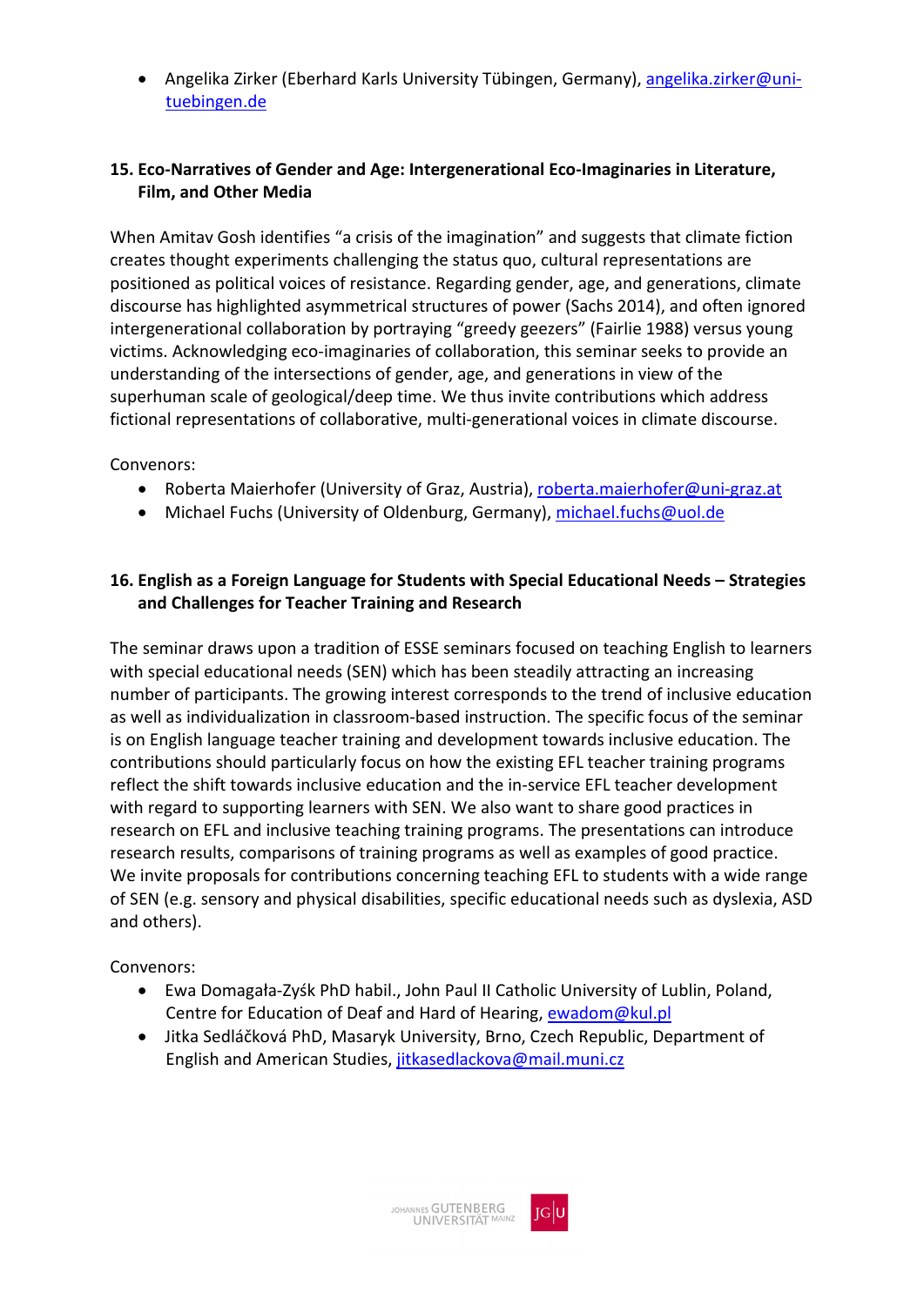- Angelika Zirker (Eberhard Karls University Tübingen, Germany), angelika.zirker@uni-tuebingen.de

### 15. Eco-Narratives of Gender and Age: Intergenerational Eco-Imaginaries in Literature, Film, and Other Media

When Amitav Gosh identifies "a crisis of the imagination" and suggests that climate fiction creates thought experiments challenging the status quo, cultural representations are positioned as political voices of resistance. Regarding gender, age, and generations, climate discourse has highlighted asymmetrical structures of power (Sachs 2014), and often ignored intergenerational collaboration by portraying "greedy geezers" (Fairlie 1988) versus young victims. Acknowledging eco-imaginaries of collaboration, this seminar seeks to provide an understanding of the intersections of gender, age, and generations in view of the superhuman scale of geological/deep time. We thus invite contributions which address fictional representations of collaborative, multi-generational voices in climate discourse.

Convenors:

- Roberta Maierhofer (University of Graz, Austria), roberta.maierhofer@uni-graz.at
- Michael Fuchs (University of Oldenburg, Germany), michael.fuchs@uol.de

### 16. English as a Foreign Language for Students with Special Educational Needs – Strategies and Challenges for Teacher Training and Research

The seminar draws upon a tradition of ESSE seminars focused on teaching English to learners with special educational needs (SEN) which has been steadily attracting an increasing number of participants. The growing interest corresponds to the trend of inclusive education as well as individualization in classroom-based instruction. The specific focus of the seminar is on English language teacher training and development towards inclusive education. The contributions should particularly focus on how the existing EFL teacher training programs reflect the shift towards inclusive education and the in-service EFL teacher development with regard to supporting learners with SEN. We also want to share good practices in research on EFL and inclusive teaching training programs. The presentations can introduce research results, comparisons of training programs as well as examples of good practice. We invite proposals for contributions concerning teaching EFL to students with a wide range of SEN (e.g. sensory and physical disabilities, specific educational needs such as dyslexia, ASD and others).

Convenors:

- Ewa Domagała-Zyśk PhD habil., John Paul II Catholic University of Lublin, Poland, Centre for Education of Deaf and Hard of Hearing, ewadom@kul.pl
- Jitka Sedláčková PhD, Masaryk University, Brno, Czech Republic, Department of English and American Studies, jitkasedlackova@mail.muni.cz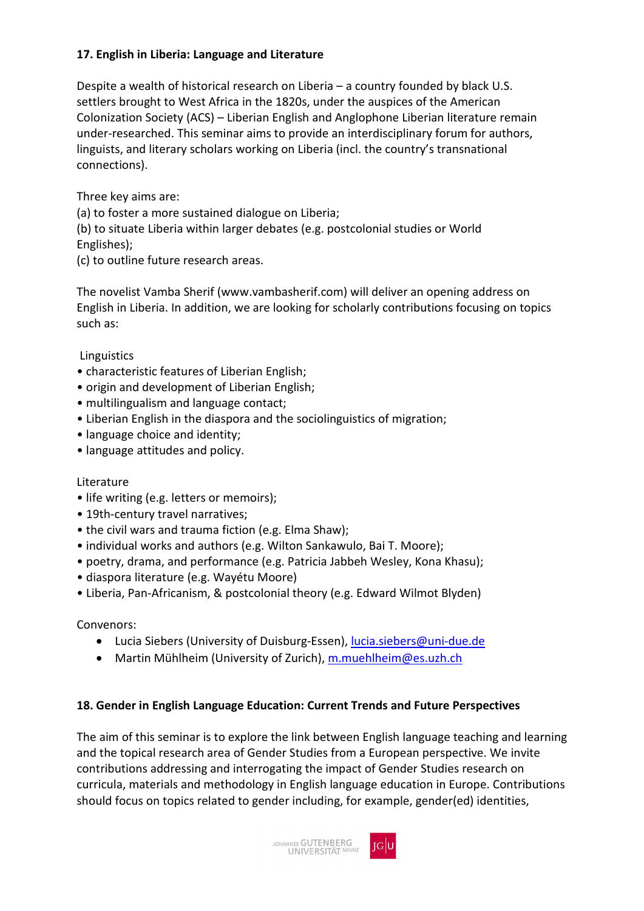### 17. English in Liberia: Language and Literature

Despite a wealth of historical research on Liberia – a country founded by black U.S. settlers brought to West Africa in the 1820s, under the auspices of the American Colonization Society (ACS) – Liberian English and Anglophone Liberian literature remain under-researched. This seminar aims to provide an interdisciplinary forum for authors, linguists, and literary scholars working on Liberia (incl. the country's transnational connections).

Three key aims are:
(a) to foster a more sustained dialogue on Liberia;
(b) to situate Liberia within larger debates (e.g. postcolonial studies or World Englishes);
(c) to outline future research areas.

The novelist Vamba Sherif (www.vambasherif.com) will deliver an opening address on English in Liberia. In addition, we are looking for scholarly contributions focusing on topics such as:

Linguistics
- characteristic features of Liberian English;
- origin and development of Liberian English;
- multilingualism and language contact;
- Liberian English in the diaspora and the sociolinguistics of migration;
- language choice and identity;
- language attitudes and policy.

Literature
- life writing (e.g. letters or memoirs);
- 19th-century travel narratives;
- the civil wars and trauma fiction (e.g. Elma Shaw);
- individual works and authors (e.g. Wilton Sankawulo, Bai T. Moore);
- poetry, drama, and performance (e.g. Patricia Jabbeh Wesley, Kona Khasu);
- diaspora literature (e.g. Wayétu Moore)
- Liberia, Pan-Africanism, & postcolonial theory (e.g. Edward Wilmot Blyden)

Convenors:
- Lucia Siebers (University of Duisburg-Essen), lucia.siebers@uni-due.de
- Martin Mühlheim (University of Zurich), m.muehlheim@es.uzh.ch

### 18. Gender in English Language Education: Current Trends and Future Perspectives

The aim of this seminar is to explore the link between English language teaching and learning and the topical research area of Gender Studies from a European perspective. We invite contributions addressing and interrogating the impact of Gender Studies research on curricula, materials and methodology in English language education in Europe. Contributions should focus on topics related to gender including, for example, gender(ed) identities,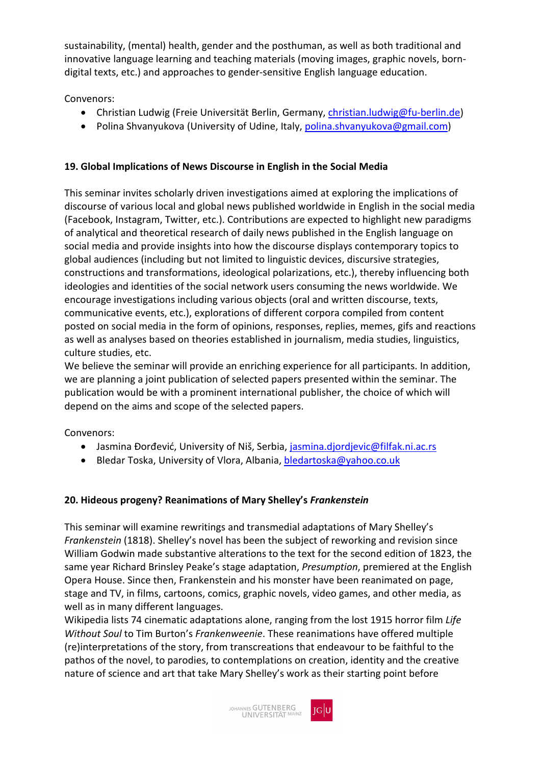sustainability, (mental) health, gender and the posthuman, as well as both traditional and innovative language learning and teaching materials (moving images, graphic novels, born-digital texts, etc.) and approaches to gender-sensitive English language education.

Convenors:

- Christian Ludwig (Freie Universität Berlin, Germany, christian.ludwig@fu-berlin.de)
- Polina Shvanyukova (University of Udine, Italy, polina.shvanyukova@gmail.com)

### 19. Global Implications of News Discourse in English in the Social Media

This seminar invites scholarly driven investigations aimed at exploring the implications of discourse of various local and global news published worldwide in English in the social media (Facebook, Instagram, Twitter, etc.). Contributions are expected to highlight new paradigms of analytical and theoretical research of daily news published in the English language on social media and provide insights into how the discourse displays contemporary topics to global audiences (including but not limited to linguistic devices, discursive strategies, constructions and transformations, ideological polarizations, etc.), thereby influencing both ideologies and identities of the social network users consuming the news worldwide. We encourage investigations including various objects (oral and written discourse, texts, communicative events, etc.), explorations of different corpora compiled from content posted on social media in the form of opinions, responses, replies, memes, gifs and reactions as well as analyses based on theories established in journalism, media studies, linguistics, culture studies, etc.

We believe the seminar will provide an enriching experience for all participants. In addition, we are planning a joint publication of selected papers presented within the seminar. The publication would be with a prominent international publisher, the choice of which will depend on the aims and scope of the selected papers.

Convenors:

- Jasmina Đorđević, University of Niš, Serbia, jasmina.djordjevic@filfak.ni.ac.rs
- Bledar Toska, University of Vlora, Albania, bledartoska@yahoo.co.uk

### 20. Hideous progeny? Reanimations of Mary Shelley's *Frankenstein*

This seminar will examine rewritings and transmedial adaptations of Mary Shelley's *Frankenstein* (1818). Shelley's novel has been the subject of reworking and revision since William Godwin made substantive alterations to the text for the second edition of 1823, the same year Richard Brinsley Peake's stage adaptation, *Presumption*, premiered at the English Opera House. Since then, Frankenstein and his monster have been reanimated on page, stage and TV, in films, cartoons, comics, graphic novels, video games, and other media, as well as in many different languages.

Wikipedia lists 74 cinematic adaptations alone, ranging from the lost 1915 horror film *Life Without Soul* to Tim Burton's *Frankenweenie*. These reanimations have offered multiple (re)interpretations of the story, from transcreations that endeavour to be faithful to the pathos of the novel, to parodies, to contemplations on creation, identity and the creative nature of science and art that take Mary Shelley's work as their starting point before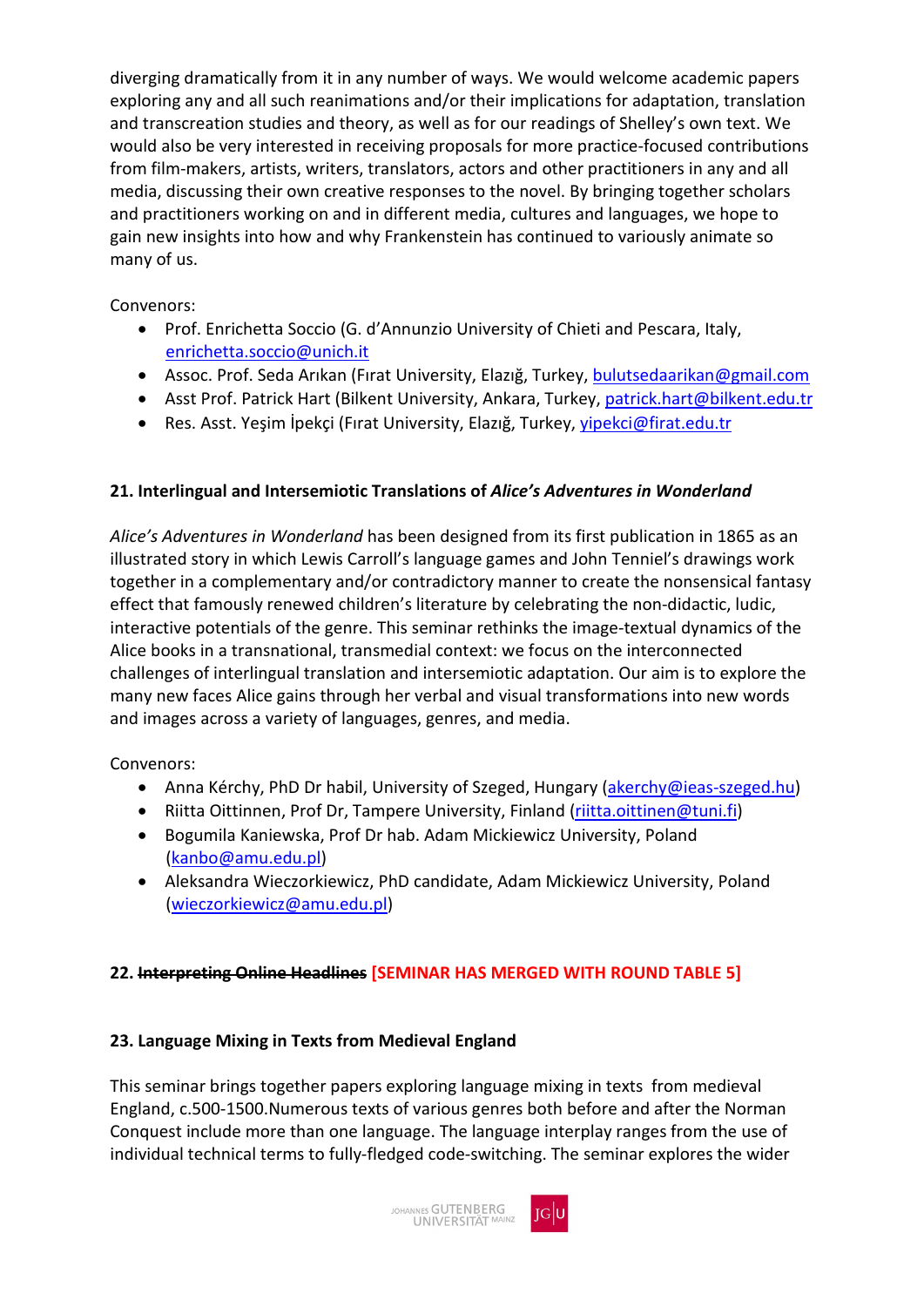diverging dramatically from it in any number of ways. We would welcome academic papers exploring any and all such reanimations and/or their implications for adaptation, translation and transcreation studies and theory, as well as for our readings of Shelley's own text. We would also be very interested in receiving proposals for more practice-focused contributions from film-makers, artists, writers, translators, actors and other practitioners in any and all media, discussing their own creative responses to the novel. By bringing together scholars and practitioners working on and in different media, cultures and languages, we hope to gain new insights into how and why Frankenstein has continued to variously animate so many of us.

Convenors:

- Prof. Enrichetta Soccio (G. d'Annunzio University of Chieti and Pescara, Italy, enrichetta.soccio@unich.it
- Assoc. Prof. Seda Arıkan (Fırat University, Elazığ, Turkey, bulutsedaarikan@gmail.com
- Asst Prof. Patrick Hart (Bilkent University, Ankara, Turkey, patrick.hart@bilkent.edu.tr
- Res. Asst. Yeşim İpekçi (Fırat University, Elazığ, Turkey, yipekci@firat.edu.tr

### 21. Interlingual and Intersemiotic Translations of *Alice's Adventures in Wonderland*

*Alice's Adventures in Wonderland* has been designed from its first publication in 1865 as an illustrated story in which Lewis Carroll's language games and John Tenniel's drawings work together in a complementary and/or contradictory manner to create the nonsensical fantasy effect that famously renewed children's literature by celebrating the non-didactic, ludic, interactive potentials of the genre. This seminar rethinks the image-textual dynamics of the Alice books in a transnational, transmedial context: we focus on the interconnected challenges of interlingual translation and intersemiotic adaptation. Our aim is to explore the many new faces Alice gains through her verbal and visual transformations into new words and images across a variety of languages, genres, and media.

Convenors:

- Anna Kérchy, PhD Dr habil, University of Szeged, Hungary (akerchy@ieas-szeged.hu)
- Riitta Oittinen, Prof Dr, Tampere University, Finland (riitta.oittinen@tuni.fi)
- Bogumila Kaniewska, Prof Dr hab. Adam Mickiewicz University, Poland (kanbo@amu.edu.pl)
- Aleksandra Wieczorkiewicz, PhD candidate, Adam Mickiewicz University, Poland (wieczorkiewicz@amu.edu.pl)

### 22. ~~Interpreting Online Headlines~~ [SEMINAR HAS MERGED WITH ROUND TABLE 5]

### 23. Language Mixing in Texts from Medieval England

This seminar brings together papers exploring language mixing in texts from medieval England, c.500-1500.Numerous texts of various genres both before and after the Norman Conquest include more than one language. The language interplay ranges from the use of individual technical terms to fully-fledged code-switching. The seminar explores the wider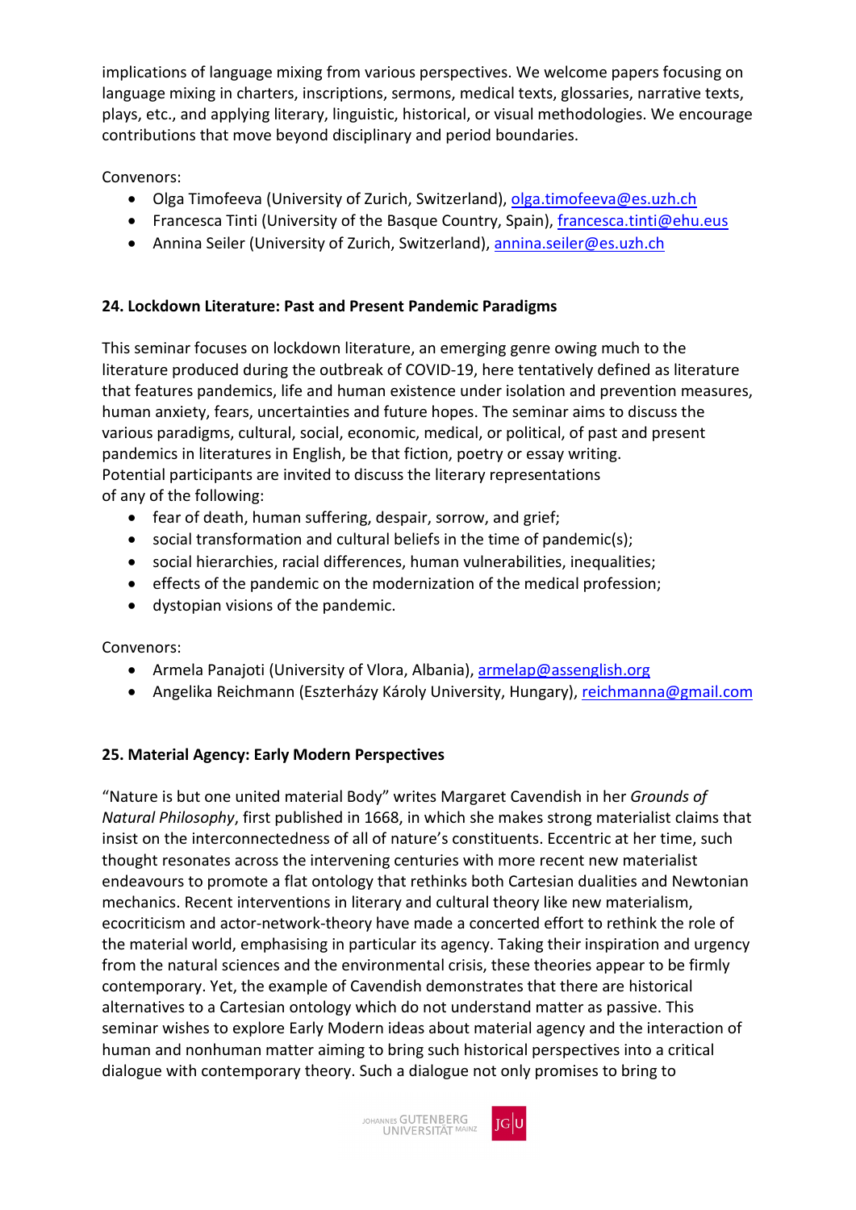implications of language mixing from various perspectives. We welcome papers focusing on language mixing in charters, inscriptions, sermons, medical texts, glossaries, narrative texts, plays, etc., and applying literary, linguistic, historical, or visual methodologies. We encourage contributions that move beyond disciplinary and period boundaries.

Convenors:

- Olga Timofeeva (University of Zurich, Switzerland), olga.timofeeva@es.uzh.ch
- Francesca Tinti (University of the Basque Country, Spain), francesca.tinti@ehu.eus
- Annina Seiler (University of Zurich, Switzerland), annina.seiler@es.uzh.ch

### 24. Lockdown Literature: Past and Present Pandemic Paradigms

This seminar focuses on lockdown literature, an emerging genre owing much to the literature produced during the outbreak of COVID-19, here tentatively defined as literature that features pandemics, life and human existence under isolation and prevention measures, human anxiety, fears, uncertainties and future hopes. The seminar aims to discuss the various paradigms, cultural, social, economic, medical, or political, of past and present pandemics in literatures in English, be that fiction, poetry or essay writing.
Potential participants are invited to discuss the literary representations of any of the following:

- fear of death, human suffering, despair, sorrow, and grief;
- social transformation and cultural beliefs in the time of pandemic(s);
- social hierarchies, racial differences, human vulnerabilities, inequalities;
- effects of the pandemic on the modernization of the medical profession;
- dystopian visions of the pandemic.

Convenors:

- Armela Panajoti (University of Vlora, Albania), armelap@assenglish.org
- Angelika Reichmann (Eszterházy Károly University, Hungary), reichmanna@gmail.com

### 25. Material Agency: Early Modern Perspectives

"Nature is but one united material Body" writes Margaret Cavendish in her *Grounds of Natural Philosophy*, first published in 1668, in which she makes strong materialist claims that insist on the interconnectedness of all of nature's constituents. Eccentric at her time, such thought resonates across the intervening centuries with more recent new materialist endeavours to promote a flat ontology that rethinks both Cartesian dualities and Newtonian mechanics. Recent interventions in literary and cultural theory like new materialism, ecocriticism and actor-network-theory have made a concerted effort to rethink the role of the material world, emphasising in particular its agency. Taking their inspiration and urgency from the natural sciences and the environmental crisis, these theories appear to be firmly contemporary. Yet, the example of Cavendish demonstrates that there are historical alternatives to a Cartesian ontology which do not understand matter as passive. This seminar wishes to explore Early Modern ideas about material agency and the interaction of human and nonhuman matter aiming to bring such historical perspectives into a critical dialogue with contemporary theory. Such a dialogue not only promises to bring to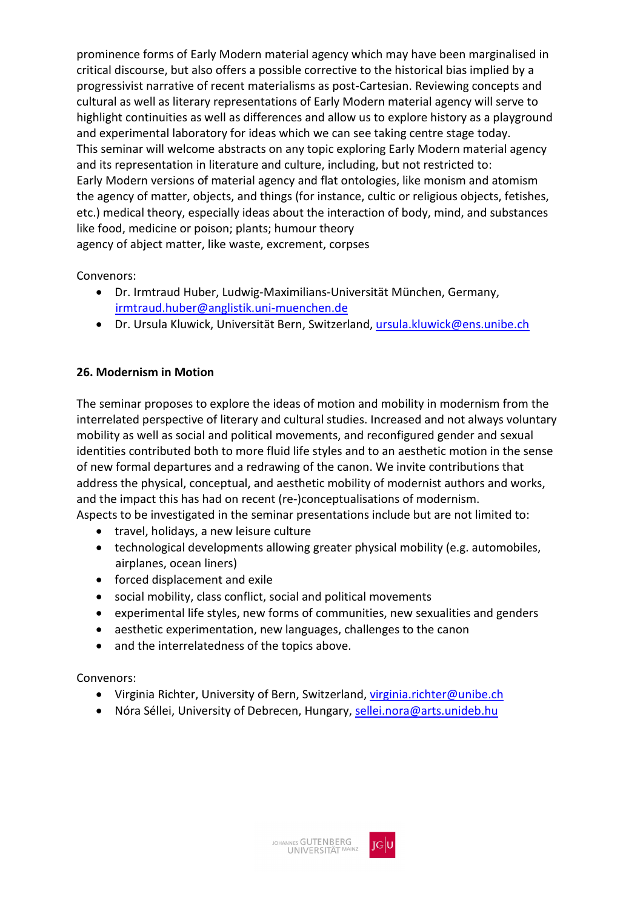prominence forms of Early Modern material agency which may have been marginalised in critical discourse, but also offers a possible corrective to the historical bias implied by a progressivist narrative of recent materialisms as post-Cartesian. Reviewing concepts and cultural as well as literary representations of Early Modern material agency will serve to highlight continuities as well as differences and allow us to explore history as a playground and experimental laboratory for ideas which we can see taking centre stage today.
This seminar will welcome abstracts on any topic exploring Early Modern material agency and its representation in literature and culture, including, but not restricted to:
Early Modern versions of material agency and flat ontologies, like monism and atomism
the agency of matter, objects, and things (for instance, cultic or religious objects, fetishes, etc.) medical theory, especially ideas about the interaction of body, mind, and substances like food, medicine or poison; plants; humour theory
agency of abject matter, like waste, excrement, corpses

Convenors:

- Dr. Irmtraud Huber, Ludwig-Maximilians-Universität München, Germany, irmtraud.huber@anglistik.uni-muenchen.de
- Dr. Ursula Kluwick, Universität Bern, Switzerland, ursula.kluwick@ens.unibe.ch

**26. Modernism in Motion**

The seminar proposes to explore the ideas of motion and mobility in modernism from the interrelated perspective of literary and cultural studies. Increased and not always voluntary mobility as well as social and political movements, and reconfigured gender and sexual identities contributed both to more fluid life styles and to an aesthetic motion in the sense of new formal departures and a redrawing of the canon. We invite contributions that address the physical, conceptual, and aesthetic mobility of modernist authors and works, and the impact this has had on recent (re-)conceptualisations of modernism.
Aspects to be investigated in the seminar presentations include but are not limited to:

- travel, holidays, a new leisure culture
- technological developments allowing greater physical mobility (e.g. automobiles, airplanes, ocean liners)
- forced displacement and exile
- social mobility, class conflict, social and political movements
- experimental life styles, new forms of communities, new sexualities and genders
- aesthetic experimentation, new languages, challenges to the canon
- and the interrelatedness of the topics above.

Convenors:

- Virginia Richter, University of Bern, Switzerland, virginia.richter@unibe.ch
- Nóra Séllei, University of Debrecen, Hungary, sellei.nora@arts.unideb.hu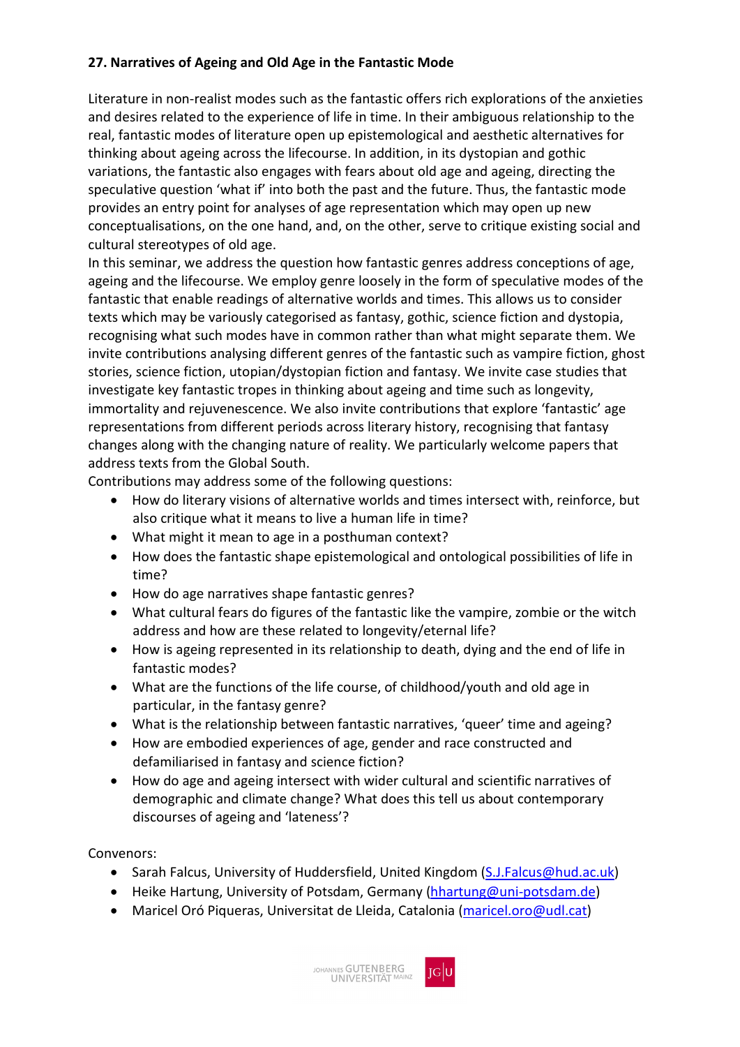**27. Narratives of Ageing and Old Age in the Fantastic Mode**

Literature in non-realist modes such as the fantastic offers rich explorations of the anxieties and desires related to the experience of life in time. In their ambiguous relationship to the real, fantastic modes of literature open up epistemological and aesthetic alternatives for thinking about ageing across the lifecourse. In addition, in its dystopian and gothic variations, the fantastic also engages with fears about old age and ageing, directing the speculative question 'what if' into both the past and the future. Thus, the fantastic mode provides an entry point for analyses of age representation which may open up new conceptualisations, on the one hand, and, on the other, serve to critique existing social and cultural stereotypes of old age.

In this seminar, we address the question how fantastic genres address conceptions of age, ageing and the lifecourse. We employ genre loosely in the form of speculative modes of the fantastic that enable readings of alternative worlds and times. This allows us to consider texts which may be variously categorised as fantasy, gothic, science fiction and dystopia, recognising what such modes have in common rather than what might separate them. We invite contributions analysing different genres of the fantastic such as vampire fiction, ghost stories, science fiction, utopian/dystopian fiction and fantasy. We invite case studies that investigate key fantastic tropes in thinking about ageing and time such as longevity, immortality and rejuvenescence. We also invite contributions that explore 'fantastic' age representations from different periods across literary history, recognising that fantasy changes along with the changing nature of reality. We particularly welcome papers that address texts from the Global South.

Contributions may address some of the following questions:

- How do literary visions of alternative worlds and times intersect with, reinforce, but also critique what it means to live a human life in time?
- What might it mean to age in a posthuman context?
- How does the fantastic shape epistemological and ontological possibilities of life in time?
- How do age narratives shape fantastic genres?
- What cultural fears do figures of the fantastic like the vampire, zombie or the witch address and how are these related to longevity/eternal life?
- How is ageing represented in its relationship to death, dying and the end of life in fantastic modes?
- What are the functions of the life course, of childhood/youth and old age in particular, in the fantasy genre?
- What is the relationship between fantastic narratives, 'queer' time and ageing?
- How are embodied experiences of age, gender and race constructed and defamiliarised in fantasy and science fiction?
- How do age and ageing intersect with wider cultural and scientific narratives of demographic and climate change? What does this tell us about contemporary discourses of ageing and 'lateness'?

Convenors:

- Sarah Falcus, University of Huddersfield, United Kingdom (S.J.Falcus@hud.ac.uk)
- Heike Hartung, University of Potsdam, Germany (hhartung@uni-potsdam.de)
- Maricel Oró Piqueras, Universitat de Lleida, Catalonia (maricel.oro@udl.cat)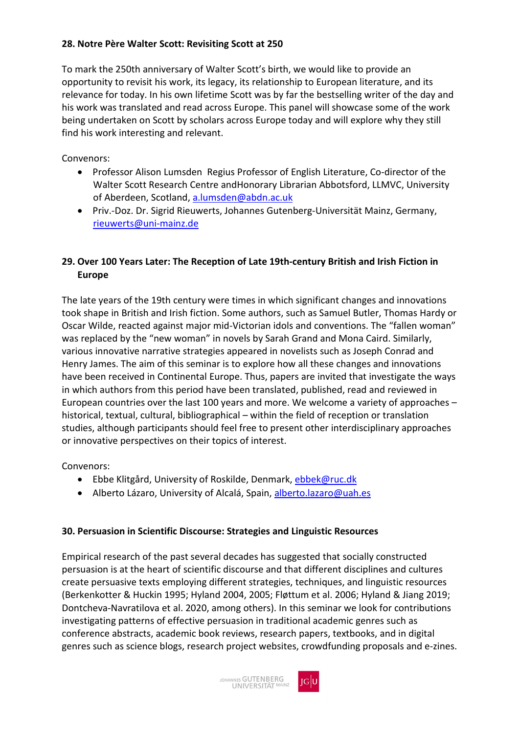**28. Notre Père Walter Scott: Revisiting Scott at 250**

To mark the 250th anniversary of Walter Scott's birth, we would like to provide an opportunity to revisit his work, its legacy, its relationship to European literature, and its relevance for today. In his own lifetime Scott was by far the bestselling writer of the day and his work was translated and read across Europe. This panel will showcase some of the work being undertaken on Scott by scholars across Europe today and will explore why they still find his work interesting and relevant.

Convenors:

- Professor Alison Lumsden Regius Professor of English Literature, Co-director of the Walter Scott Research Centre andHonorary Librarian Abbotsford, LLMVC, University of Aberdeen, Scotland, a.lumsden@abdn.ac.uk
- Priv.-Doz. Dr. Sigrid Rieuwerts, Johannes Gutenberg-Universität Mainz, Germany, rieuwerts@uni-mainz.de

**29. Over 100 Years Later: The Reception of Late 19th-century British and Irish Fiction in Europe**

The late years of the 19th century were times in which significant changes and innovations took shape in British and Irish fiction. Some authors, such as Samuel Butler, Thomas Hardy or Oscar Wilde, reacted against major mid-Victorian idols and conventions. The "fallen woman" was replaced by the "new woman" in novels by Sarah Grand and Mona Caird. Similarly, various innovative narrative strategies appeared in novelists such as Joseph Conrad and Henry James. The aim of this seminar is to explore how all these changes and innovations have been received in Continental Europe. Thus, papers are invited that investigate the ways in which authors from this period have been translated, published, read and reviewed in European countries over the last 100 years and more. We welcome a variety of approaches – historical, textual, cultural, bibliographical – within the field of reception or translation studies, although participants should feel free to present other interdisciplinary approaches or innovative perspectives on their topics of interest.

Convenors:

- Ebbe Klitgård, University of Roskilde, Denmark, ebbek@ruc.dk
- Alberto Lázaro, University of Alcalá, Spain, alberto.lazaro@uah.es

**30. Persuasion in Scientific Discourse: Strategies and Linguistic Resources**

Empirical research of the past several decades has suggested that socially constructed persuasion is at the heart of scientific discourse and that different disciplines and cultures create persuasive texts employing different strategies, techniques, and linguistic resources (Berkenkotter & Huckin 1995; Hyland 2004, 2005; Fløttum et al. 2006; Hyland & Jiang 2019; Dontcheva-Navratilova et al. 2020, among others). In this seminar we look for contributions investigating patterns of effective persuasion in traditional academic genres such as conference abstracts, academic book reviews, research papers, textbooks, and in digital genres such as science blogs, research project websites, crowdfunding proposals and e-zines.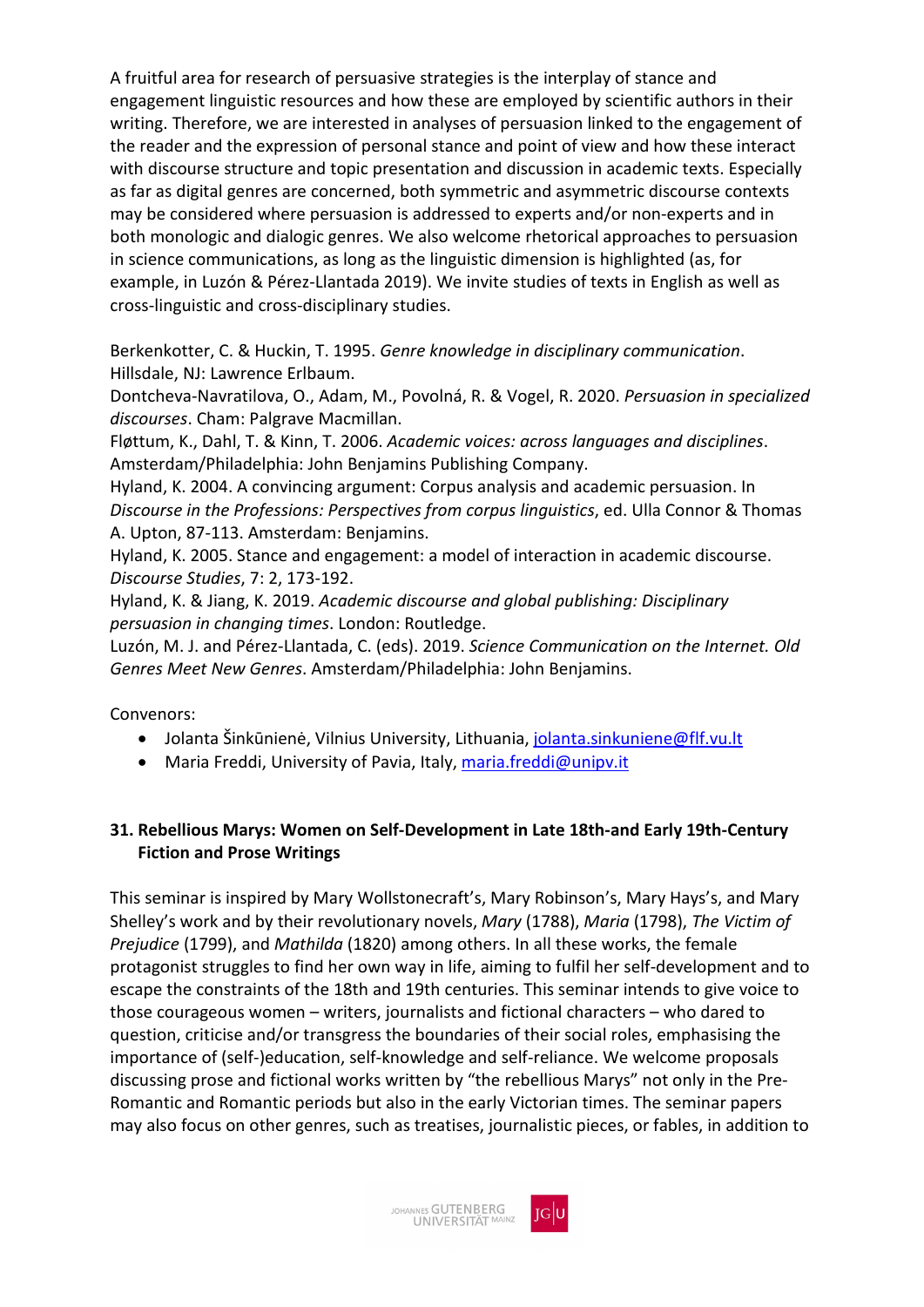A fruitful area for research of persuasive strategies is the interplay of stance and engagement linguistic resources and how these are employed by scientific authors in their writing. Therefore, we are interested in analyses of persuasion linked to the engagement of the reader and the expression of personal stance and point of view and how these interact with discourse structure and topic presentation and discussion in academic texts. Especially as far as digital genres are concerned, both symmetric and asymmetric discourse contexts may be considered where persuasion is addressed to experts and/or non-experts and in both monologic and dialogic genres. We also welcome rhetorical approaches to persuasion in science communications, as long as the linguistic dimension is highlighted (as, for example, in Luzón & Pérez-Llantada 2019). We invite studies of texts in English as well as cross-linguistic and cross-disciplinary studies.

Berkenkotter, C. & Huckin, T. 1995. *Genre knowledge in disciplinary communication*. Hillsdale, NJ: Lawrence Erlbaum.
Dontcheva-Navratilova, O., Adam, M., Povolná, R. & Vogel, R. 2020. *Persuasion in specialized discourses*. Cham: Palgrave Macmillan.
Fløttum, K., Dahl, T. & Kinn, T. 2006. *Academic voices: across languages and disciplines*. Amsterdam/Philadelphia: John Benjamins Publishing Company.
Hyland, K. 2004. A convincing argument: Corpus analysis and academic persuasion. In *Discourse in the Professions: Perspectives from corpus linguistics*, ed. Ulla Connor & Thomas A. Upton, 87-113. Amsterdam: Benjamins.
Hyland, K. 2005. Stance and engagement: a model of interaction in academic discourse. *Discourse Studies*, 7: 2, 173-192.
Hyland, K. & Jiang, K. 2019. *Academic discourse and global publishing: Disciplinary persuasion in changing times*. London: Routledge.
Luzón, M. J. and Pérez-Llantada, C. (eds). 2019. *Science Communication on the Internet. Old Genres Meet New Genres*. Amsterdam/Philadelphia: John Benjamins.

Convenors:

- Jolanta Šinkūnienė, Vilnius University, Lithuania, jolanta.sinkuniene@flf.vu.lt
- Maria Freddi, University of Pavia, Italy, maria.freddi@unipv.it

## 31. Rebellious Marys: Women on Self-Development in Late 18th-and Early 19th-Century Fiction and Prose Writings

This seminar is inspired by Mary Wollstonecraft's, Mary Robinson's, Mary Hays's, and Mary Shelley's work and by their revolutionary novels, *Mary* (1788), *Maria* (1798), *The Victim of Prejudice* (1799), and *Mathilda* (1820) among others. In all these works, the female protagonist struggles to find her own way in life, aiming to fulfil her self-development and to escape the constraints of the 18th and 19th centuries. This seminar intends to give voice to those courageous women – writers, journalists and fictional characters – who dared to question, criticise and/or transgress the boundaries of their social roles, emphasising the importance of (self-)education, self-knowledge and self-reliance. We welcome proposals discussing prose and fictional works written by "the rebellious Marys" not only in the Pre-Romantic and Romantic periods but also in the early Victorian times. The seminar papers may also focus on other genres, such as treatises, journalistic pieces, or fables, in addition to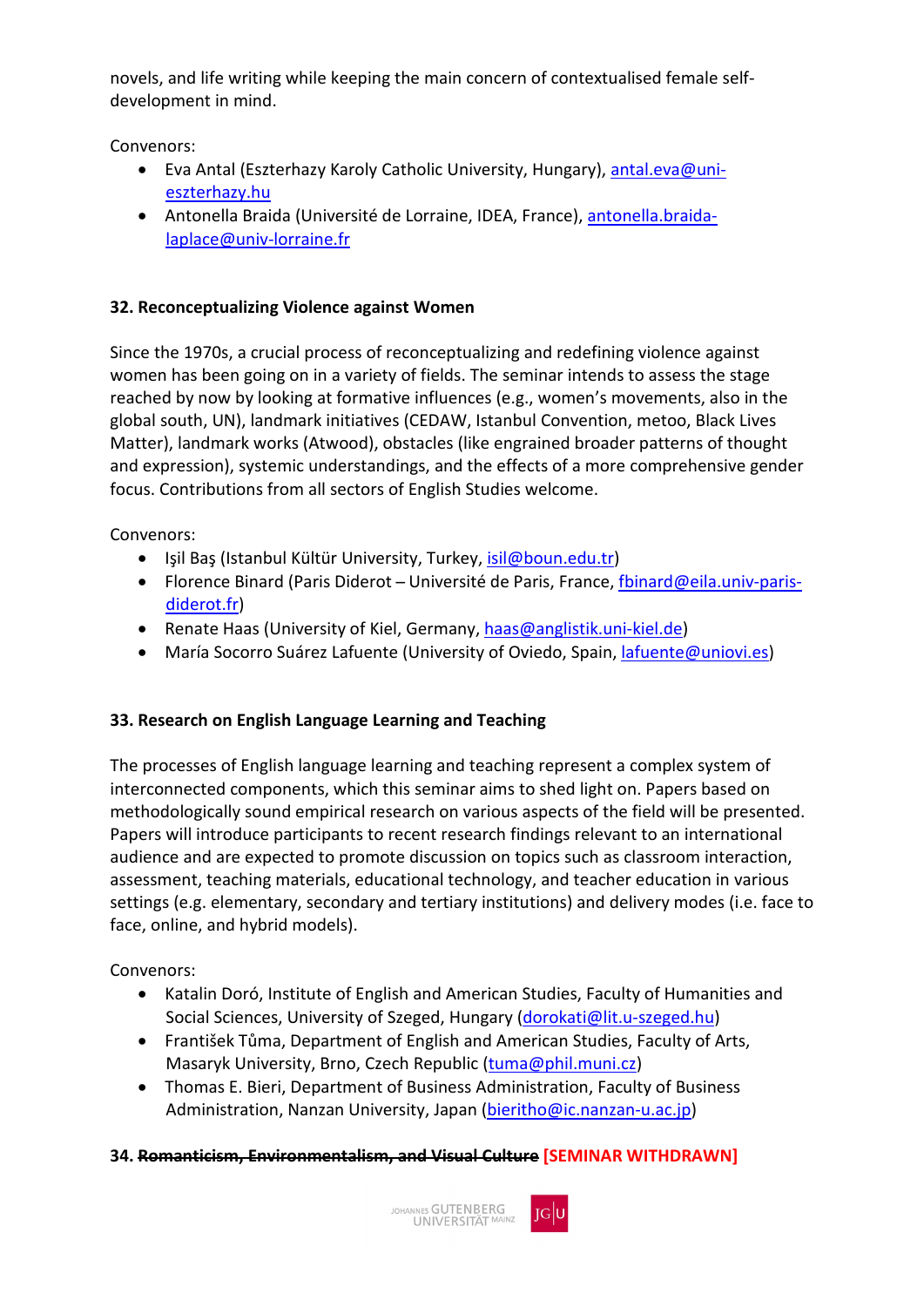novels, and life writing while keeping the main concern of contextualised female self-development in mind.

Convenors:

- Eva Antal (Eszterhazy Karoly Catholic University, Hungary), antal.eva@uni-eszterhazy.hu
- Antonella Braida (Université de Lorraine, IDEA, France), antonella.braida-laplace@univ-lorraine.fr

### 32. Reconceptualizing Violence against Women

Since the 1970s, a crucial process of reconceptualizing and redefining violence against women has been going on in a variety of fields. The seminar intends to assess the stage reached by now by looking at formative influences (e.g., women's movements, also in the global south, UN), landmark initiatives (CEDAW, Istanbul Convention, metoo, Black Lives Matter), landmark works (Atwood), obstacles (like engrained broader patterns of thought and expression), systemic understandings, and the effects of a more comprehensive gender focus. Contributions from all sectors of English Studies welcome.

Convenors:

- Işil Baş (Istanbul Kültür University, Turkey, isil@boun.edu.tr)
- Florence Binard (Paris Diderot – Université de Paris, France, fbinard@eila.univ-paris-diderot.fr)
- Renate Haas (University of Kiel, Germany, haas@anglistik.uni-kiel.de)
- María Socorro Suárez Lafuente (University of Oviedo, Spain, lafuente@uniovi.es)

### 33. Research on English Language Learning and Teaching

The processes of English language learning and teaching represent a complex system of interconnected components, which this seminar aims to shed light on. Papers based on methodologically sound empirical research on various aspects of the field will be presented. Papers will introduce participants to recent research findings relevant to an international audience and are expected to promote discussion on topics such as classroom interaction, assessment, teaching materials, educational technology, and teacher education in various settings (e.g. elementary, secondary and tertiary institutions) and delivery modes (i.e. face to face, online, and hybrid models).

Convenors:

- Katalin Doró, Institute of English and American Studies, Faculty of Humanities and Social Sciences, University of Szeged, Hungary (dorokati@lit.u-szeged.hu)
- František Tůma, Department of English and American Studies, Faculty of Arts, Masaryk University, Brno, Czech Republic (tuma@phil.muni.cz)
- Thomas E. Bieri, Department of Business Administration, Faculty of Business Administration, Nanzan University, Japan (bieritho@ic.nanzan-u.ac.jp)

### 34. ~~Romanticism, Environmentalism, and Visual Culture~~ [SEMINAR WITHDRAWN]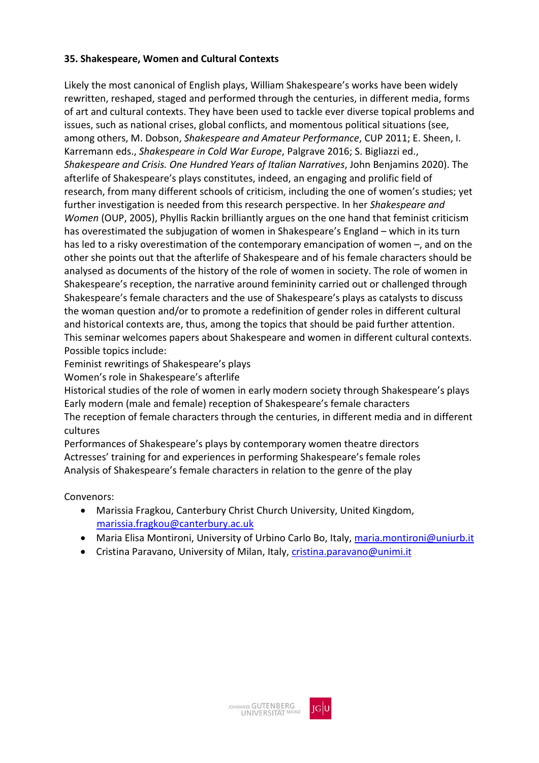**35. Shakespeare, Women and Cultural Contexts**

Likely the most canonical of English plays, William Shakespeare's works have been widely rewritten, reshaped, staged and performed through the centuries, in different media, forms of art and cultural contexts. They have been used to tackle ever diverse topical problems and issues, such as national crises, global conflicts, and momentous political situations (see, among others, M. Dobson, *Shakespeare and Amateur Performance*, CUP 2011; E. Sheen, I. Karremann eds., *Shakespeare in Cold War Europe*, Palgrave 2016; S. Bigliazzi ed., *Shakespeare and Crisis. One Hundred Years of Italian Narratives*, John Benjamins 2020). The afterlife of Shakespeare's plays constitutes, indeed, an engaging and prolific field of research, from many different schools of criticism, including the one of women's studies; yet further investigation is needed from this research perspective. In her *Shakespeare and Women* (OUP, 2005), Phyllis Rackin brilliantly argues on the one hand that feminist criticism has overestimated the subjugation of women in Shakespeare's England – which in its turn has led to a risky overestimation of the contemporary emancipation of women –, and on the other she points out that the afterlife of Shakespeare and of his female characters should be analysed as documents of the history of the role of women in society. The role of women in Shakespeare's reception, the narrative around femininity carried out or challenged through Shakespeare's female characters and the use of Shakespeare's plays as catalysts to discuss the woman question and/or to promote a redefinition of gender roles in different cultural and historical contexts are, thus, among the topics that should be paid further attention. This seminar welcomes papers about Shakespeare and women in different cultural contexts. Possible topics include:

Feminist rewritings of Shakespeare's plays
Women's role in Shakespeare's afterlife
Historical studies of the role of women in early modern society through Shakespeare's plays
Early modern (male and female) reception of Shakespeare's female characters
The reception of female characters through the centuries, in different media and in different cultures
Performances of Shakespeare's plays by contemporary women theatre directors
Actresses' training for and experiences in performing Shakespeare's female roles
Analysis of Shakespeare's female characters in relation to the genre of the play

Convenors:

- Marissia Fragkou, Canterbury Christ Church University, United Kingdom, marissia.fragkou@canterbury.ac.uk
- Maria Elisa Montironi, University of Urbino Carlo Bo, Italy, maria.montironi@uniurb.it
- Cristina Paravano, University of Milan, Italy, cristina.paravano@unimi.it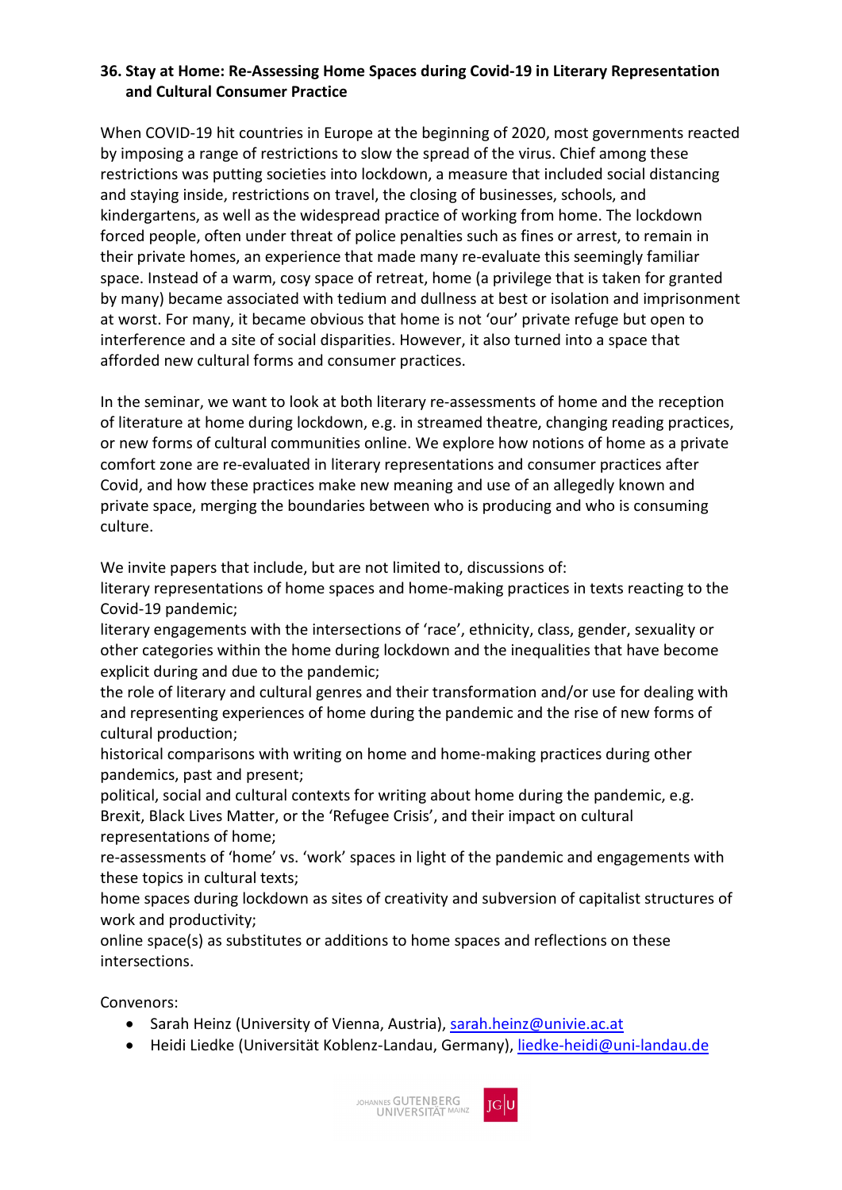### 36. Stay at Home: Re-Assessing Home Spaces during Covid-19 in Literary Representation and Cultural Consumer Practice

When COVID-19 hit countries in Europe at the beginning of 2020, most governments reacted by imposing a range of restrictions to slow the spread of the virus. Chief among these restrictions was putting societies into lockdown, a measure that included social distancing and staying inside, restrictions on travel, the closing of businesses, schools, and kindergartens, as well as the widespread practice of working from home. The lockdown forced people, often under threat of police penalties such as fines or arrest, to remain in their private homes, an experience that made many re-evaluate this seemingly familiar space. Instead of a warm, cosy space of retreat, home (a privilege that is taken for granted by many) became associated with tedium and dullness at best or isolation and imprisonment at worst. For many, it became obvious that home is not 'our' private refuge but open to interference and a site of social disparities. However, it also turned into a space that afforded new cultural forms and consumer practices.

In the seminar, we want to look at both literary re-assessments of home and the reception of literature at home during lockdown, e.g. in streamed theatre, changing reading practices, or new forms of cultural communities online. We explore how notions of home as a private comfort zone are re-evaluated in literary representations and consumer practices after Covid, and how these practices make new meaning and use of an allegedly known and private space, merging the boundaries between who is producing and who is consuming culture.

We invite papers that include, but are not limited to, discussions of:
literary representations of home spaces and home-making practices in texts reacting to the Covid-19 pandemic;
literary engagements with the intersections of 'race', ethnicity, class, gender, sexuality or other categories within the home during lockdown and the inequalities that have become explicit during and due to the pandemic;
the role of literary and cultural genres and their transformation and/or use for dealing with and representing experiences of home during the pandemic and the rise of new forms of cultural production;
historical comparisons with writing on home and home-making practices during other pandemics, past and present;
political, social and cultural contexts for writing about home during the pandemic, e.g. Brexit, Black Lives Matter, or the 'Refugee Crisis', and their impact on cultural representations of home;
re-assessments of 'home' vs. 'work' spaces in light of the pandemic and engagements with these topics in cultural texts;
home spaces during lockdown as sites of creativity and subversion of capitalist structures of work and productivity;
online space(s) as substitutes or additions to home spaces and reflections on these intersections.

Convenors:

- Sarah Heinz (University of Vienna, Austria), sarah.heinz@univie.ac.at
- Heidi Liedke (Universität Koblenz-Landau, Germany), liedke-heidi@uni-landau.de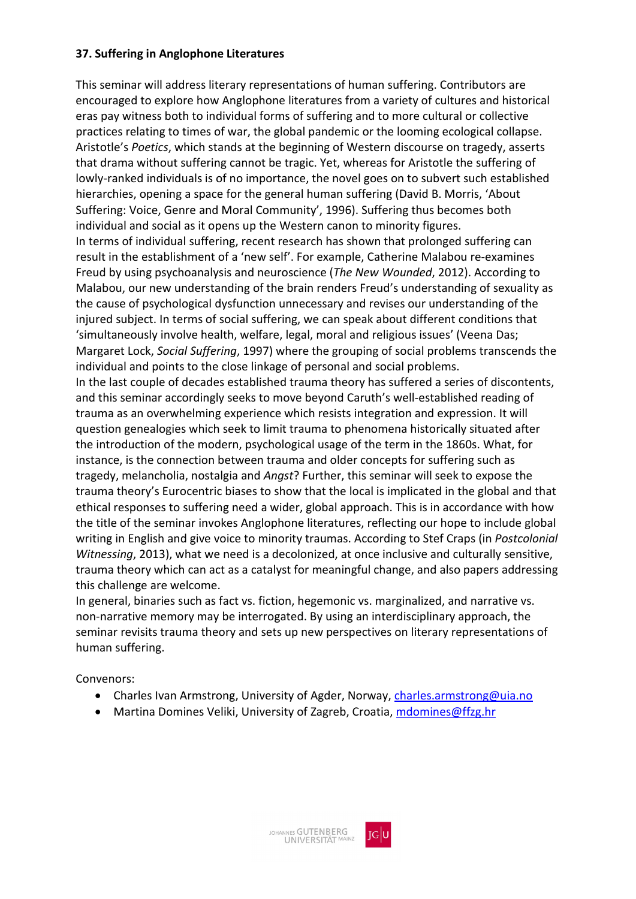**37. Suffering in Anglophone Literatures**

This seminar will address literary representations of human suffering. Contributors are encouraged to explore how Anglophone literatures from a variety of cultures and historical eras pay witness both to individual forms of suffering and to more cultural or collective practices relating to times of war, the global pandemic or the looming ecological collapse. Aristotle's *Poetics*, which stands at the beginning of Western discourse on tragedy, asserts that drama without suffering cannot be tragic. Yet, whereas for Aristotle the suffering of lowly-ranked individuals is of no importance, the novel goes on to subvert such established hierarchies, opening a space for the general human suffering (David B. Morris, 'About Suffering: Voice, Genre and Moral Community', 1996). Suffering thus becomes both individual and social as it opens up the Western canon to minority figures.

In terms of individual suffering, recent research has shown that prolonged suffering can result in the establishment of a 'new self'. For example, Catherine Malabou re-examines Freud by using psychoanalysis and neuroscience (*The New Wounded*, 2012). According to Malabou, our new understanding of the brain renders Freud's understanding of sexuality as the cause of psychological dysfunction unnecessary and revises our understanding of the injured subject. In terms of social suffering, we can speak about different conditions that 'simultaneously involve health, welfare, legal, moral and religious issues' (Veena Das; Margaret Lock, *Social Suffering*, 1997) where the grouping of social problems transcends the individual and points to the close linkage of personal and social problems.

In the last couple of decades established trauma theory has suffered a series of discontents, and this seminar accordingly seeks to move beyond Caruth's well-established reading of trauma as an overwhelming experience which resists integration and expression. It will question genealogies which seek to limit trauma to phenomena historically situated after the introduction of the modern, psychological usage of the term in the 1860s. What, for instance, is the connection between trauma and older concepts for suffering such as tragedy, melancholia, nostalgia and *Angst*? Further, this seminar will seek to expose the trauma theory's Eurocentric biases to show that the local is implicated in the global and that ethical responses to suffering need a wider, global approach. This is in accordance with how the title of the seminar invokes Anglophone literatures, reflecting our hope to include global writing in English and give voice to minority traumas. According to Stef Craps (in *Postcolonial Witnessing*, 2013), what we need is a decolonized, at once inclusive and culturally sensitive, trauma theory which can act as a catalyst for meaningful change, and also papers addressing this challenge are welcome.

In general, binaries such as fact vs. fiction, hegemonic vs. marginalized, and narrative vs. non-narrative memory may be interrogated. By using an interdisciplinary approach, the seminar revisits trauma theory and sets up new perspectives on literary representations of human suffering.

Convenors:

- Charles Ivan Armstrong, University of Agder, Norway, charles.armstrong@uia.no
- Martina Domines Veliki, University of Zagreb, Croatia, mdomines@ffzg.hr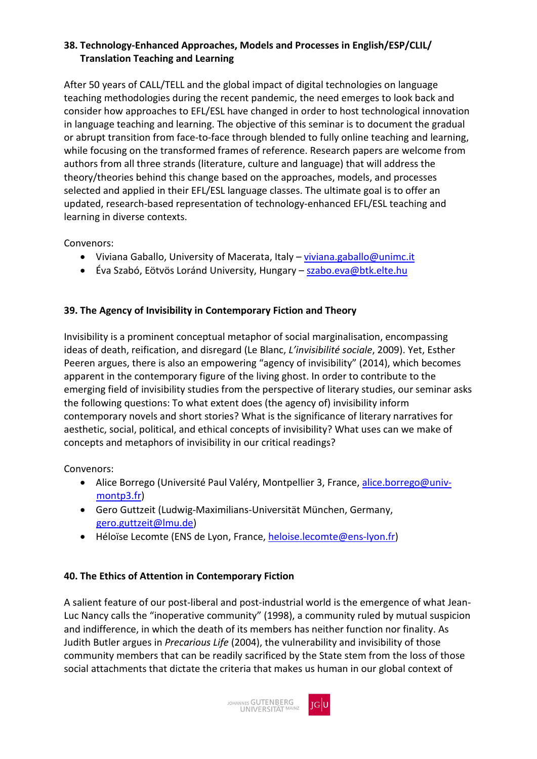### 38. Technology-Enhanced Approaches, Models and Processes in English/ESP/CLIL/ Translation Teaching and Learning

After 50 years of CALL/TELL and the global impact of digital technologies on language teaching methodologies during the recent pandemic, the need emerges to look back and consider how approaches to EFL/ESL have changed in order to host technological innovation in language teaching and learning. The objective of this seminar is to document the gradual or abrupt transition from face-to-face through blended to fully online teaching and learning, while focusing on the transformed frames of reference. Research papers are welcome from authors from all three strands (literature, culture and language) that will address the theory/theories behind this change based on the approaches, models, and processes selected and applied in their EFL/ESL language classes. The ultimate goal is to offer an updated, research-based representation of technology-enhanced EFL/ESL teaching and learning in diverse contexts.

Convenors:

- Viviana Gaballo, University of Macerata, Italy – viviana.gaballo@unimc.it
- Éva Szabó, Eötvös Loránd University, Hungary – szabo.eva@btk.elte.hu

### 39. The Agency of Invisibility in Contemporary Fiction and Theory

Invisibility is a prominent conceptual metaphor of social marginalisation, encompassing ideas of death, reification, and disregard (Le Blanc, *L'invisibilité sociale*, 2009). Yet, Esther Peeren argues, there is also an empowering "agency of invisibility" (2014), which becomes apparent in the contemporary figure of the living ghost. In order to contribute to the emerging field of invisibility studies from the perspective of literary studies, our seminar asks the following questions: To what extent does (the agency of) invisibility inform contemporary novels and short stories? What is the significance of literary narratives for aesthetic, social, political, and ethical concepts of invisibility? What uses can we make of concepts and metaphors of invisibility in our critical readings?

Convenors:

- Alice Borrego (Université Paul Valéry, Montpellier 3, France, alice.borrego@univ-montp3.fr)
- Gero Guttzeit (Ludwig-Maximilians-Universität München, Germany, gero.guttzeit@lmu.de)
- Héloïse Lecomte (ENS de Lyon, France, heloise.lecomte@ens-lyon.fr)

### 40. The Ethics of Attention in Contemporary Fiction

A salient feature of our post-liberal and post-industrial world is the emergence of what Jean-Luc Nancy calls the "inoperative community" (1998), a community ruled by mutual suspicion and indifference, in which the death of its members has neither function nor finality. As Judith Butler argues in *Precarious Life* (2004), the vulnerability and invisibility of those community members that can be readily sacrificed by the State stem from the loss of those social attachments that dictate the criteria that makes us human in our global context of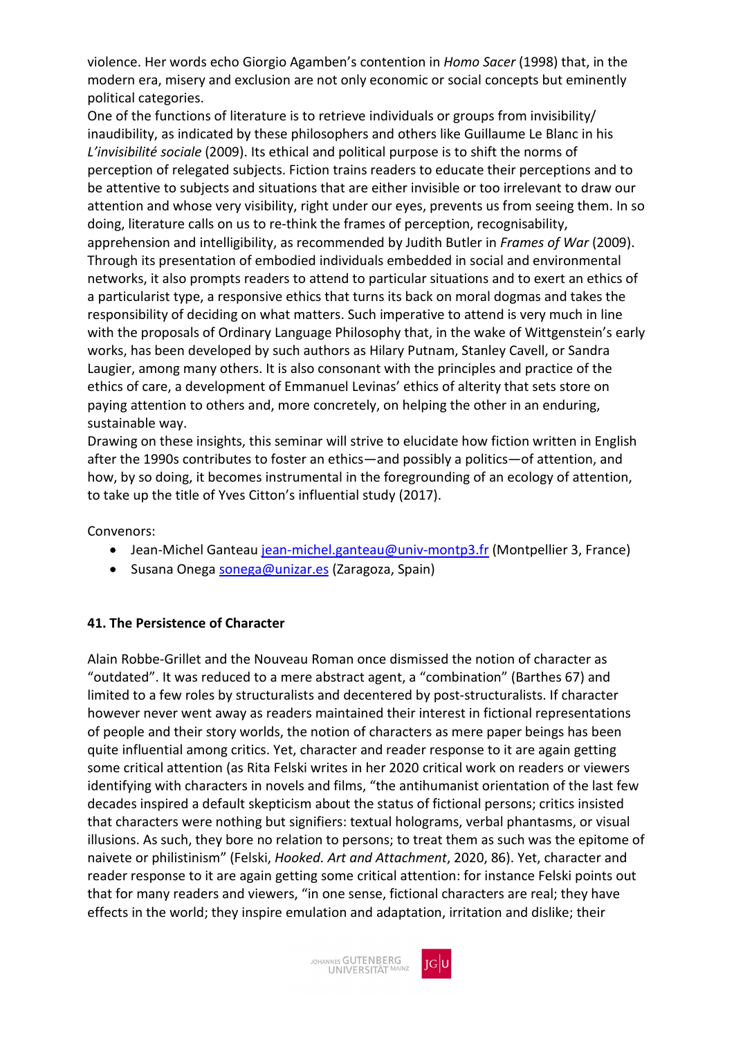violence. Her words echo Giorgio Agamben's contention in *Homo Sacer* (1998) that, in the modern era, misery and exclusion are not only economic or social concepts but eminently political categories.

One of the functions of literature is to retrieve individuals or groups from invisibility/ inaudibility, as indicated by these philosophers and others like Guillaume Le Blanc in his *L'invisibilité sociale* (2009). Its ethical and political purpose is to shift the norms of perception of relegated subjects. Fiction trains readers to educate their perceptions and to be attentive to subjects and situations that are either invisible or too irrelevant to draw our attention and whose very visibility, right under our eyes, prevents us from seeing them. In so doing, literature calls on us to re-think the frames of perception, recognisability, apprehension and intelligibility, as recommended by Judith Butler in *Frames of War* (2009). Through its presentation of embodied individuals embedded in social and environmental networks, it also prompts readers to attend to particular situations and to exert an ethics of a particularist type, a responsive ethics that turns its back on moral dogmas and takes the responsibility of deciding on what matters. Such imperative to attend is very much in line with the proposals of Ordinary Language Philosophy that, in the wake of Wittgenstein's early works, has been developed by such authors as Hilary Putnam, Stanley Cavell, or Sandra Laugier, among many others. It is also consonant with the principles and practice of the ethics of care, a development of Emmanuel Levinas' ethics of alterity that sets store on paying attention to others and, more concretely, on helping the other in an enduring, sustainable way.

Drawing on these insights, this seminar will strive to elucidate how fiction written in English after the 1990s contributes to foster an ethics—and possibly a politics—of attention, and how, by so doing, it becomes instrumental in the foregrounding of an ecology of attention, to take up the title of Yves Citton's influential study (2017).

Convenors:

- Jean-Michel Ganteau jean-michel.ganteau@univ-montp3.fr (Montpellier 3, France)
- Susana Onega sonega@unizar.es (Zaragoza, Spain)

**41. The Persistence of Character**

Alain Robbe-Grillet and the Nouveau Roman once dismissed the notion of character as "outdated". It was reduced to a mere abstract agent, a "combination" (Barthes 67) and limited to a few roles by structuralists and decentered by post-structuralists. If character however never went away as readers maintained their interest in fictional representations of people and their story worlds, the notion of characters as mere paper beings has been quite influential among critics. Yet, character and reader response to it are again getting some critical attention (as Rita Felski writes in her 2020 critical work on readers or viewers identifying with characters in novels and films, "the antihumanist orientation of the last few decades inspired a default skepticism about the status of fictional persons; critics insisted that characters were nothing but signifiers: textual holograms, verbal phantasms, or visual illusions. As such, they bore no relation to persons; to treat them as such was the epitome of naivete or philistinism" (Felski, *Hooked. Art and Attachment*, 2020, 86). Yet, character and reader response to it are again getting some critical attention: for instance Felski points out that for many readers and viewers, "in one sense, fictional characters are real; they have effects in the world; they inspire emulation and adaptation, irritation and dislike; their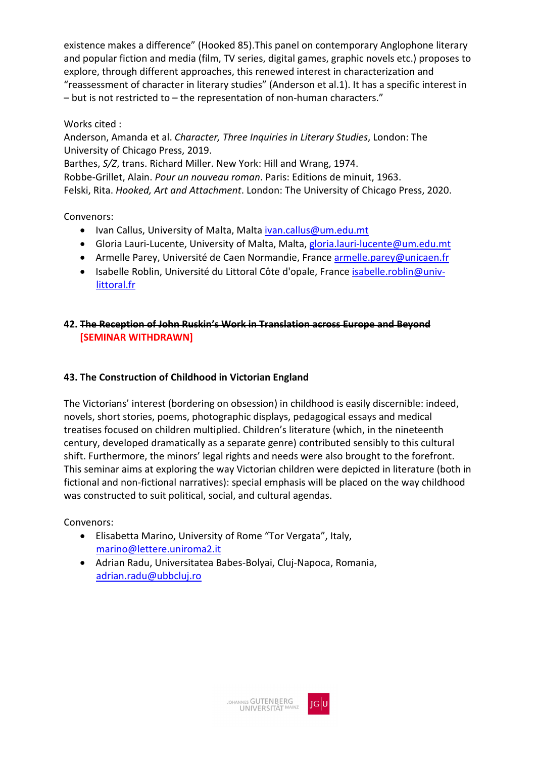existence makes a difference" (Hooked 85).This panel on contemporary Anglophone literary and popular fiction and media (film, TV series, digital games, graphic novels etc.) proposes to explore, through different approaches, this renewed interest in characterization and "reassessment of character in literary studies" (Anderson et al.1). It has a specific interest in – but is not restricted to – the representation of non-human characters."

Works cited :

Anderson, Amanda et al. *Character, Three Inquiries in Literary Studies*, London: The University of Chicago Press, 2019.

Barthes, *S/Z*, trans. Richard Miller. New York: Hill and Wrang, 1974.

Robbe-Grillet, Alain. *Pour un nouveau roman*. Paris: Editions de minuit, 1963.

Felski, Rita. *Hooked, Art and Attachment*. London: The University of Chicago Press, 2020.

Convenors:

- Ivan Callus, University of Malta, Malta ivan.callus@um.edu.mt
- Gloria Lauri-Lucente, University of Malta, Malta, gloria.lauri-lucente@um.edu.mt
- Armelle Parey, Université de Caen Normandie, France armelle.parey@unicaen.fr
- Isabelle Roblin, Université du Littoral Côte d'opale, France isabelle.roblin@univ-littoral.fr

### 42. ~~The Reception of John Ruskin's Work in Translation across Europe and Beyond~~ [SEMINAR WITHDRAWN]

### 43. The Construction of Childhood in Victorian England

The Victorians' interest (bordering on obsession) in childhood is easily discernible: indeed, novels, short stories, poems, photographic displays, pedagogical essays and medical treatises focused on children multiplied. Children's literature (which, in the nineteenth century, developed dramatically as a separate genre) contributed sensibly to this cultural shift. Furthermore, the minors' legal rights and needs were also brought to the forefront. This seminar aims at exploring the way Victorian children were depicted in literature (both in fictional and non-fictional narratives): special emphasis will be placed on the way childhood was constructed to suit political, social, and cultural agendas.

Convenors:

- Elisabetta Marino, University of Rome "Tor Vergata", Italy, marino@lettere.uniroma2.it
- Adrian Radu, Universitatea Babes-Bolyai, Cluj-Napoca, Romania, adrian.radu@ubbcluj.ro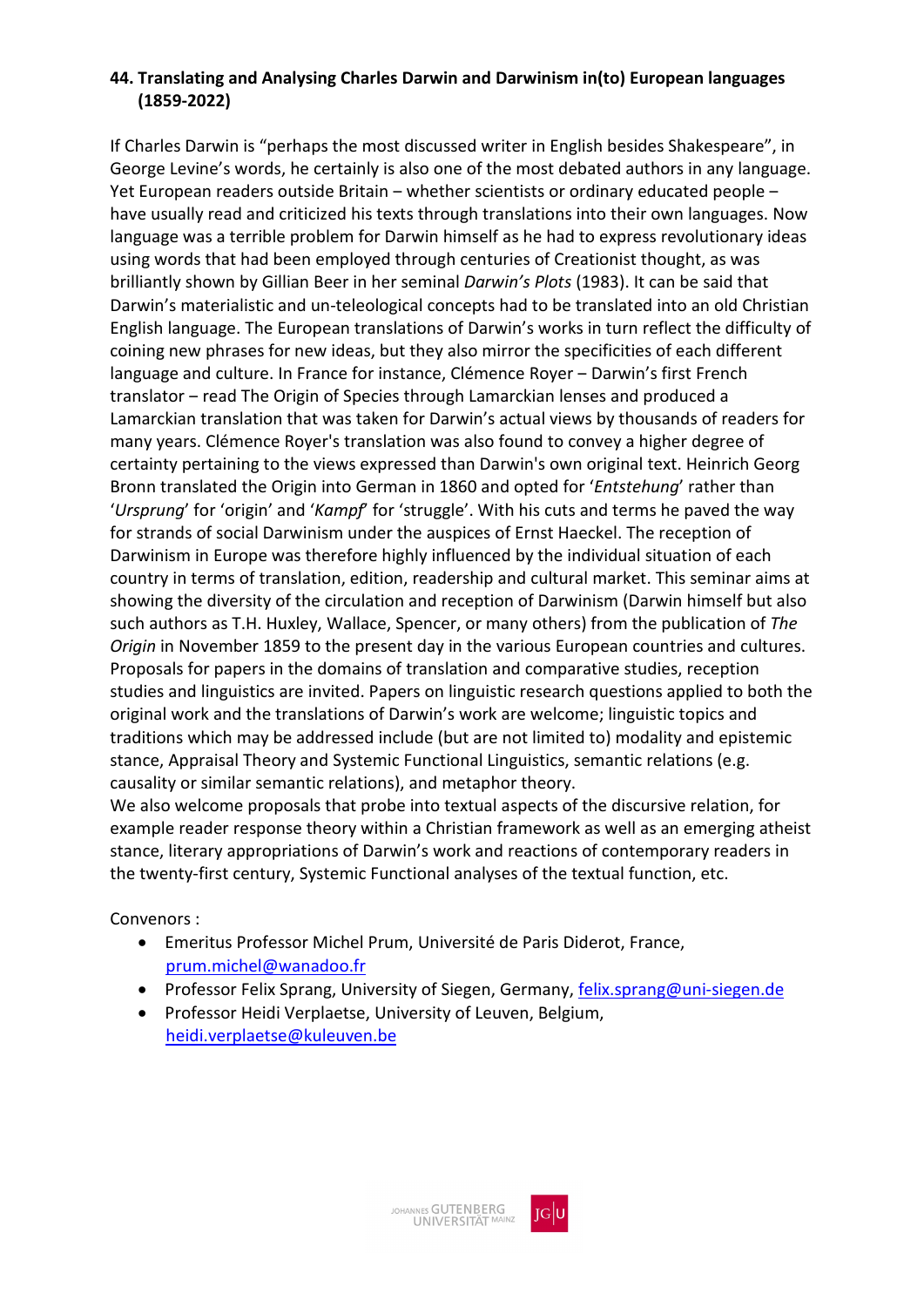**44. Translating and Analysing Charles Darwin and Darwinism in(to) European languages (1859-2022)**

If Charles Darwin is "perhaps the most discussed writer in English besides Shakespeare", in George Levine's words, he certainly is also one of the most debated authors in any language. Yet European readers outside Britain – whether scientists or ordinary educated people – have usually read and criticized his texts through translations into their own languages. Now language was a terrible problem for Darwin himself as he had to express revolutionary ideas using words that had been employed through centuries of Creationist thought, as was brilliantly shown by Gillian Beer in her seminal *Darwin's Plots* (1983). It can be said that Darwin's materialistic and un-teleological concepts had to be translated into an old Christian English language. The European translations of Darwin's works in turn reflect the difficulty of coining new phrases for new ideas, but they also mirror the specificities of each different language and culture. In France for instance, Clémence Royer – Darwin's first French translator – read The Origin of Species through Lamarckian lenses and produced a Lamarckian translation that was taken for Darwin's actual views by thousands of readers for many years. Clémence Royer's translation was also found to convey a higher degree of certainty pertaining to the views expressed than Darwin's own original text. Heinrich Georg Bronn translated the Origin into German in 1860 and opted for '*Entstehung*' rather than '*Ursprung*' for 'origin' and '*Kampf*' for 'struggle'. With his cuts and terms he paved the way for strands of social Darwinism under the auspices of Ernst Haeckel. The reception of Darwinism in Europe was therefore highly influenced by the individual situation of each country in terms of translation, edition, readership and cultural market. This seminar aims at showing the diversity of the circulation and reception of Darwinism (Darwin himself but also such authors as T.H. Huxley, Wallace, Spencer, or many others) from the publication of *The Origin* in November 1859 to the present day in the various European countries and cultures. Proposals for papers in the domains of translation and comparative studies, reception studies and linguistics are invited. Papers on linguistic research questions applied to both the original work and the translations of Darwin's work are welcome; linguistic topics and traditions which may be addressed include (but are not limited to) modality and epistemic stance, Appraisal Theory and Systemic Functional Linguistics, semantic relations (e.g. causality or similar semantic relations), and metaphor theory.

We also welcome proposals that probe into textual aspects of the discursive relation, for example reader response theory within a Christian framework as well as an emerging atheist stance, literary appropriations of Darwin's work and reactions of contemporary readers in the twenty-first century, Systemic Functional analyses of the textual function, etc.

Convenors :

- Emeritus Professor Michel Prum, Université de Paris Diderot, France, prum.michel@wanadoo.fr
- Professor Felix Sprang, University of Siegen, Germany, felix.sprang@uni-siegen.de
- Professor Heidi Verplaetse, University of Leuven, Belgium, heidi.verplaetse@kuleuven.be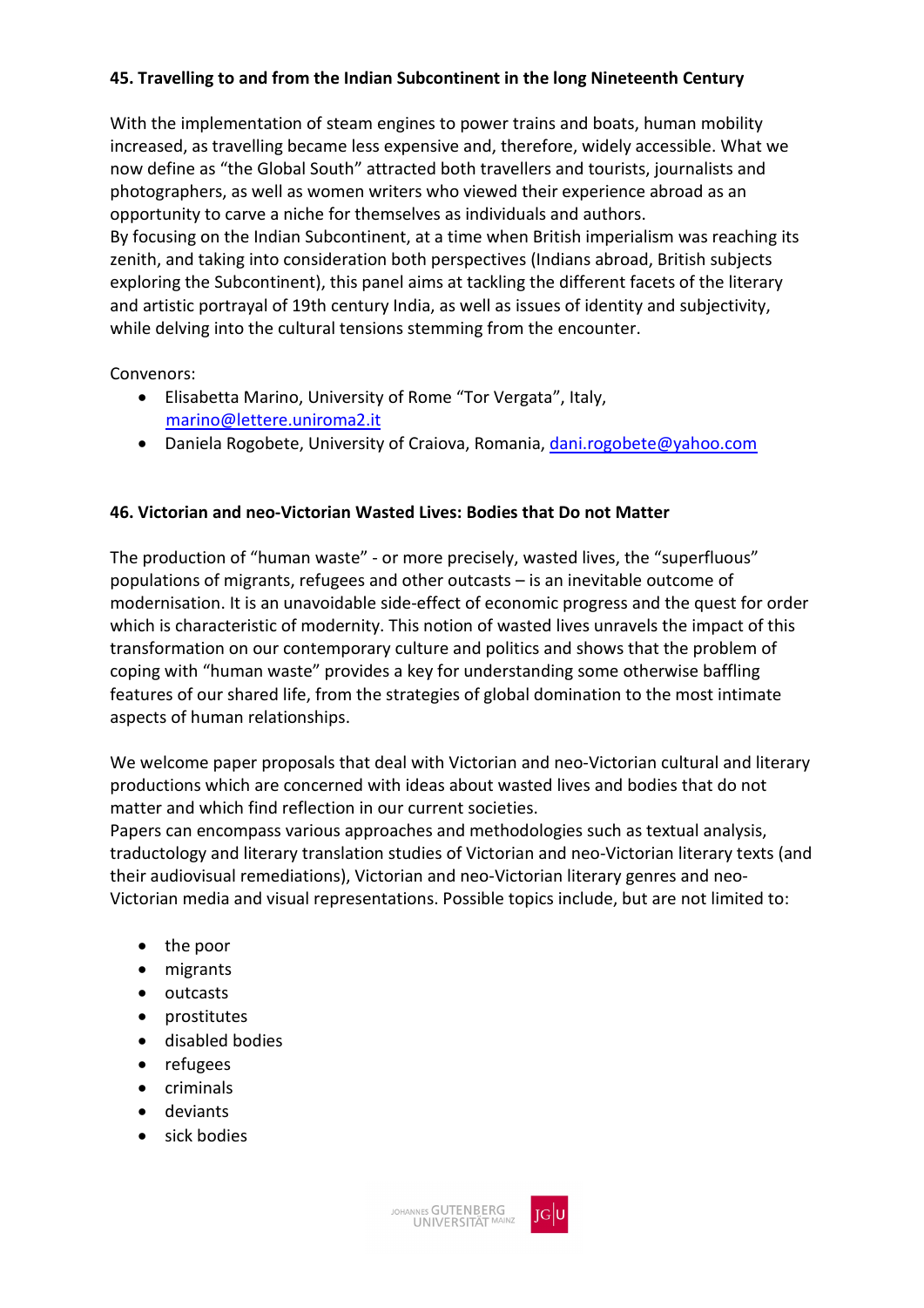### 45. Travelling to and from the Indian Subcontinent in the long Nineteenth Century

With the implementation of steam engines to power trains and boats, human mobility increased, as travelling became less expensive and, therefore, widely accessible. What we now define as "the Global South" attracted both travellers and tourists, journalists and photographers, as well as women writers who viewed their experience abroad as an opportunity to carve a niche for themselves as individuals and authors.
By focusing on the Indian Subcontinent, at a time when British imperialism was reaching its zenith, and taking into consideration both perspectives (Indians abroad, British subjects exploring the Subcontinent), this panel aims at tackling the different facets of the literary and artistic portrayal of 19th century India, as well as issues of identity and subjectivity, while delving into the cultural tensions stemming from the encounter.

Convenors:

- Elisabetta Marino, University of Rome "Tor Vergata", Italy, marino@lettere.uniroma2.it
- Daniela Rogobete, University of Craiova, Romania, dani.rogobete@yahoo.com

### 46. Victorian and neo-Victorian Wasted Lives: Bodies that Do not Matter

The production of "human waste" - or more precisely, wasted lives, the "superfluous" populations of migrants, refugees and other outcasts – is an inevitable outcome of modernisation. It is an unavoidable side-effect of economic progress and the quest for order which is characteristic of modernity. This notion of wasted lives unravels the impact of this transformation on our contemporary culture and politics and shows that the problem of coping with "human waste" provides a key for understanding some otherwise baffling features of our shared life, from the strategies of global domination to the most intimate aspects of human relationships.

We welcome paper proposals that deal with Victorian and neo-Victorian cultural and literary productions which are concerned with ideas about wasted lives and bodies that do not matter and which find reflection in our current societies.
Papers can encompass various approaches and methodologies such as textual analysis, traductology and literary translation studies of Victorian and neo-Victorian literary texts (and their audiovisual remediations), Victorian and neo-Victorian literary genres and neo-Victorian media and visual representations. Possible topics include, but are not limited to:

- the poor
- migrants
- outcasts
- prostitutes
- disabled bodies
- refugees
- criminals
- deviants
- sick bodies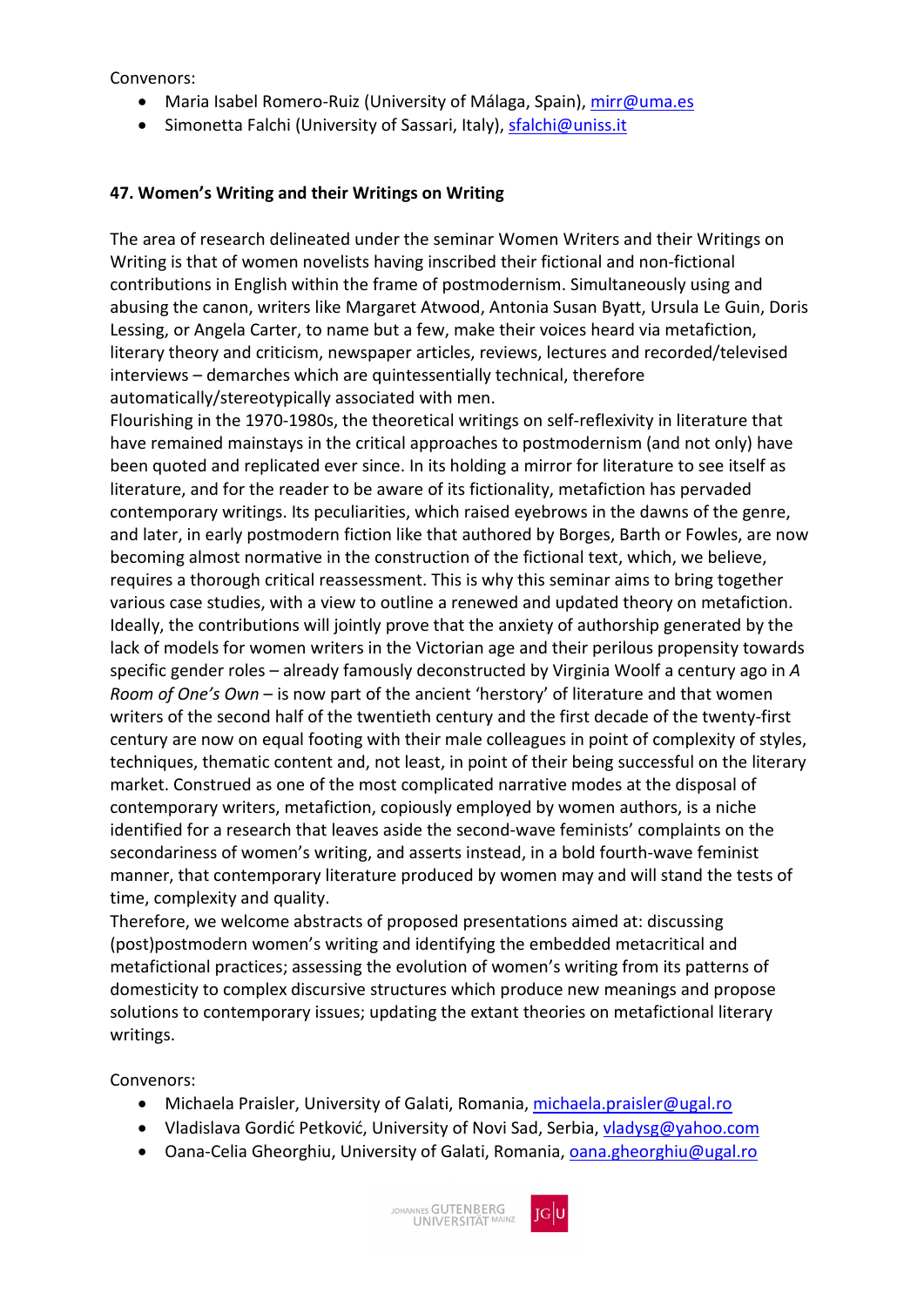Convenors:

- Maria Isabel Romero-Ruiz (University of Málaga, Spain), mirr@uma.es
- Simonetta Falchi (University of Sassari, Italy), sfalchi@uniss.it

**47. Women's Writing and their Writings on Writing**

The area of research delineated under the seminar Women Writers and their Writings on Writing is that of women novelists having inscribed their fictional and non-fictional contributions in English within the frame of postmodernism. Simultaneously using and abusing the canon, writers like Margaret Atwood, Antonia Susan Byatt, Ursula Le Guin, Doris Lessing, or Angela Carter, to name but a few, make their voices heard via metafiction, literary theory and criticism, newspaper articles, reviews, lectures and recorded/televised interviews – demarches which are quintessentially technical, therefore automatically/stereotypically associated with men.

Flourishing in the 1970-1980s, the theoretical writings on self-reflexivity in literature that have remained mainstays in the critical approaches to postmodernism (and not only) have been quoted and replicated ever since. In its holding a mirror for literature to see itself as literature, and for the reader to be aware of its fictionality, metafiction has pervaded contemporary writings. Its peculiarities, which raised eyebrows in the dawns of the genre, and later, in early postmodern fiction like that authored by Borges, Barth or Fowles, are now becoming almost normative in the construction of the fictional text, which, we believe, requires a thorough critical reassessment. This is why this seminar aims to bring together various case studies, with a view to outline a renewed and updated theory on metafiction. Ideally, the contributions will jointly prove that the anxiety of authorship generated by the lack of models for women writers in the Victorian age and their perilous propensity towards specific gender roles – already famously deconstructed by Virginia Woolf a century ago in *A Room of One's Own* – is now part of the ancient 'herstory' of literature and that women writers of the second half of the twentieth century and the first decade of the twenty-first century are now on equal footing with their male colleagues in point of complexity of styles, techniques, thematic content and, not least, in point of their being successful on the literary market. Construed as one of the most complicated narrative modes at the disposal of contemporary writers, metafiction, copiously employed by women authors, is a niche identified for a research that leaves aside the second-wave feminists' complaints on the secondariness of women's writing, and asserts instead, in a bold fourth-wave feminist manner, that contemporary literature produced by women may and will stand the tests of time, complexity and quality.

Therefore, we welcome abstracts of proposed presentations aimed at: discussing (post)postmodern women's writing and identifying the embedded metacritical and metafictional practices; assessing the evolution of women's writing from its patterns of domesticity to complex discursive structures which produce new meanings and propose solutions to contemporary issues; updating the extant theories on metafictional literary writings.

Convenors:

- Michaela Praisler, University of Galati, Romania, michaela.praisler@ugal.ro
- Vladislava Gordić Petković, University of Novi Sad, Serbia, vladysg@yahoo.com
- Oana-Celia Gheorghiu, University of Galati, Romania, oana.gheorghiu@ugal.ro